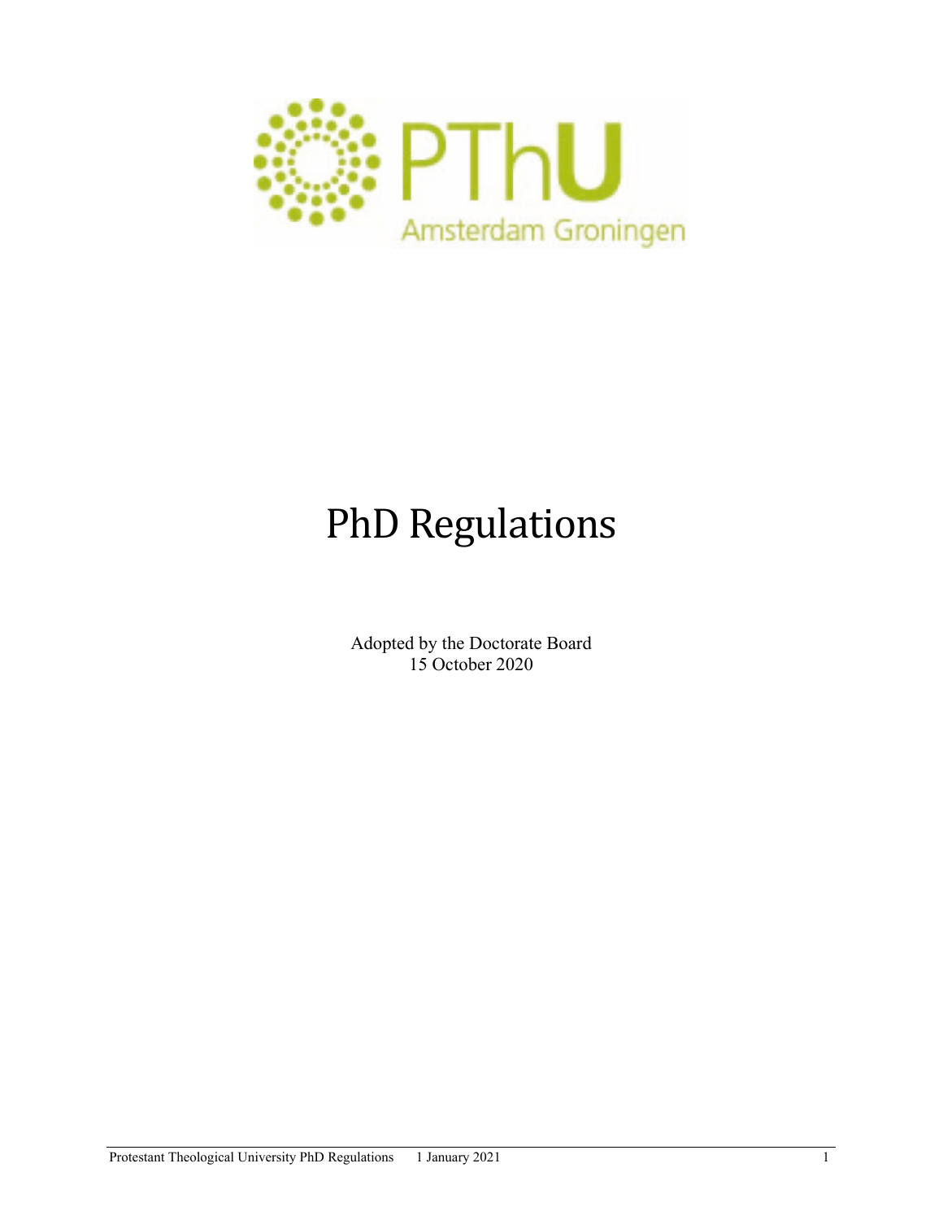PThU Amsterdam Groningen

# PhD Regulations

Adopted by the Doctorate Board
15 October 2020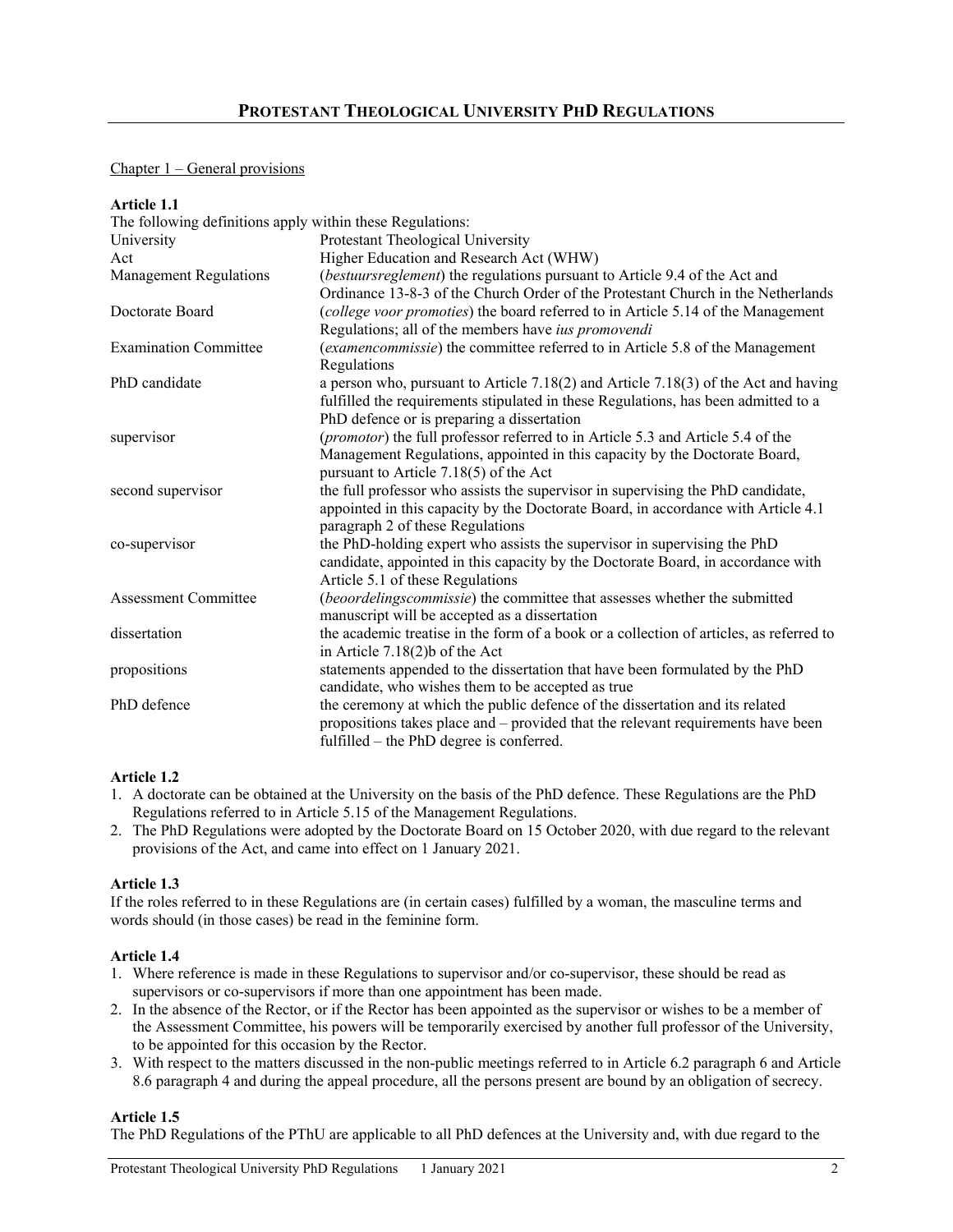# PROTESTANT THEOLOGICAL UNIVERSITY PHD REGULATIONS

Chapter 1 – General provisions

**Article 1.1**

The following definitions apply within these Regulations:

| | |
|---|---|
| University | Protestant Theological University |
| Act | Higher Education and Research Act (WHW) |
| Management Regulations | (*bestuursreglement*) the regulations pursuant to Article 9.4 of the Act and Ordinance 13-8-3 of the Church Order of the Protestant Church in the Netherlands |
| Doctorate Board | (*college voor promoties*) the board referred to in Article 5.14 of the Management Regulations; all of the members have *ius promovendi* |
| Examination Committee | (*examencommissie*) the committee referred to in Article 5.8 of the Management Regulations |
| PhD candidate | a person who, pursuant to Article 7.18(2) and Article 7.18(3) of the Act and having fulfilled the requirements stipulated in these Regulations, has been admitted to a PhD defence or is preparing a dissertation |
| supervisor | (*promotor*) the full professor referred to in Article 5.3 and Article 5.4 of the Management Regulations, appointed in this capacity by the Doctorate Board, pursuant to Article 7.18(5) of the Act |
| second supervisor | the full professor who assists the supervisor in supervising the PhD candidate, appointed in this capacity by the Doctorate Board, in accordance with Article 4.1 paragraph 2 of these Regulations |
| co-supervisor | the PhD-holding expert who assists the supervisor in supervising the PhD candidate, appointed in this capacity by the Doctorate Board, in accordance with Article 5.1 of these Regulations |
| Assessment Committee | (*beoordelingscommissie*) the committee that assesses whether the submitted manuscript will be accepted as a dissertation |
| dissertation | the academic treatise in the form of a book or a collection of articles, as referred to in Article 7.18(2)b of the Act |
| propositions | statements appended to the dissertation that have been formulated by the PhD candidate, who wishes them to be accepted as true |
| PhD defence | the ceremony at which the public defence of the dissertation and its related propositions takes place and – provided that the relevant requirements have been fulfilled – the PhD degree is conferred. |

**Article 1.2**

1. A doctorate can be obtained at the University on the basis of the PhD defence. These Regulations are the PhD Regulations referred to in Article 5.15 of the Management Regulations.
2. The PhD Regulations were adopted by the Doctorate Board on 15 October 2020, with due regard to the relevant provisions of the Act, and came into effect on 1 January 2021.

**Article 1.3**

If the roles referred to in these Regulations are (in certain cases) fulfilled by a woman, the masculine terms and words should (in those cases) be read in the feminine form.

**Article 1.4**

1. Where reference is made in these Regulations to supervisor and/or co-supervisor, these should be read as supervisors or co-supervisors if more than one appointment has been made.
2. In the absence of the Rector, or if the Rector has been appointed as the supervisor or wishes to be a member of the Assessment Committee, his powers will be temporarily exercised by another full professor of the University, to be appointed for this occasion by the Rector.
3. With respect to the matters discussed in the non-public meetings referred to in Article 6.2 paragraph 6 and Article 8.6 paragraph 4 and during the appeal procedure, all the persons present are bound by an obligation of secrecy.

**Article 1.5**

The PhD Regulations of the PThU are applicable to all PhD defences at the University and, with due regard to the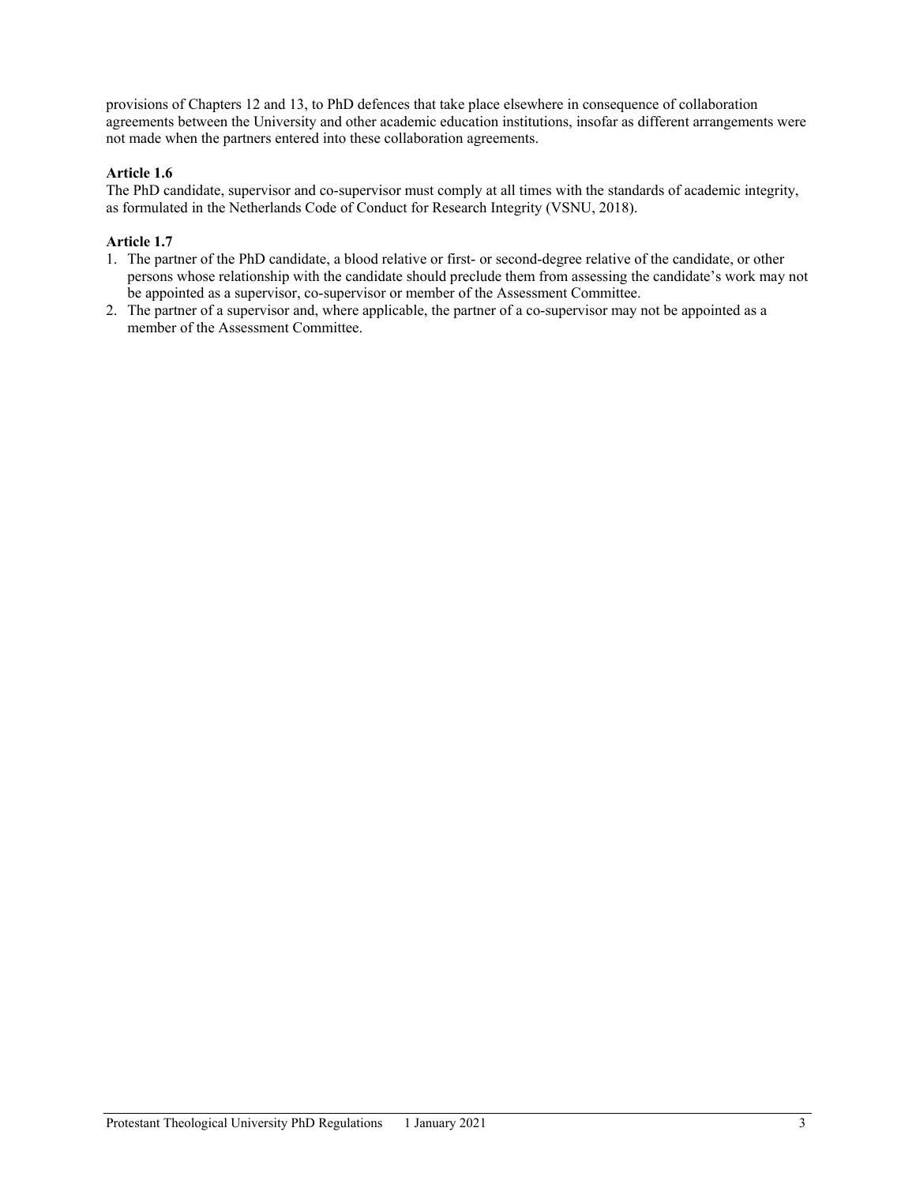provisions of Chapters 12 and 13, to PhD defences that take place elsewhere in consequence of collaboration agreements between the University and other academic education institutions, insofar as different arrangements were not made when the partners entered into these collaboration agreements.

**Article 1.6**

The PhD candidate, supervisor and co-supervisor must comply at all times with the standards of academic integrity, as formulated in the Netherlands Code of Conduct for Research Integrity (VSNU, 2018).

**Article 1.7**

1. The partner of the PhD candidate, a blood relative or first- or second-degree relative of the candidate, or other persons whose relationship with the candidate should preclude them from assessing the candidate's work may not be appointed as a supervisor, co-supervisor or member of the Assessment Committee.
2. The partner of a supervisor and, where applicable, the partner of a co-supervisor may not be appointed as a member of the Assessment Committee.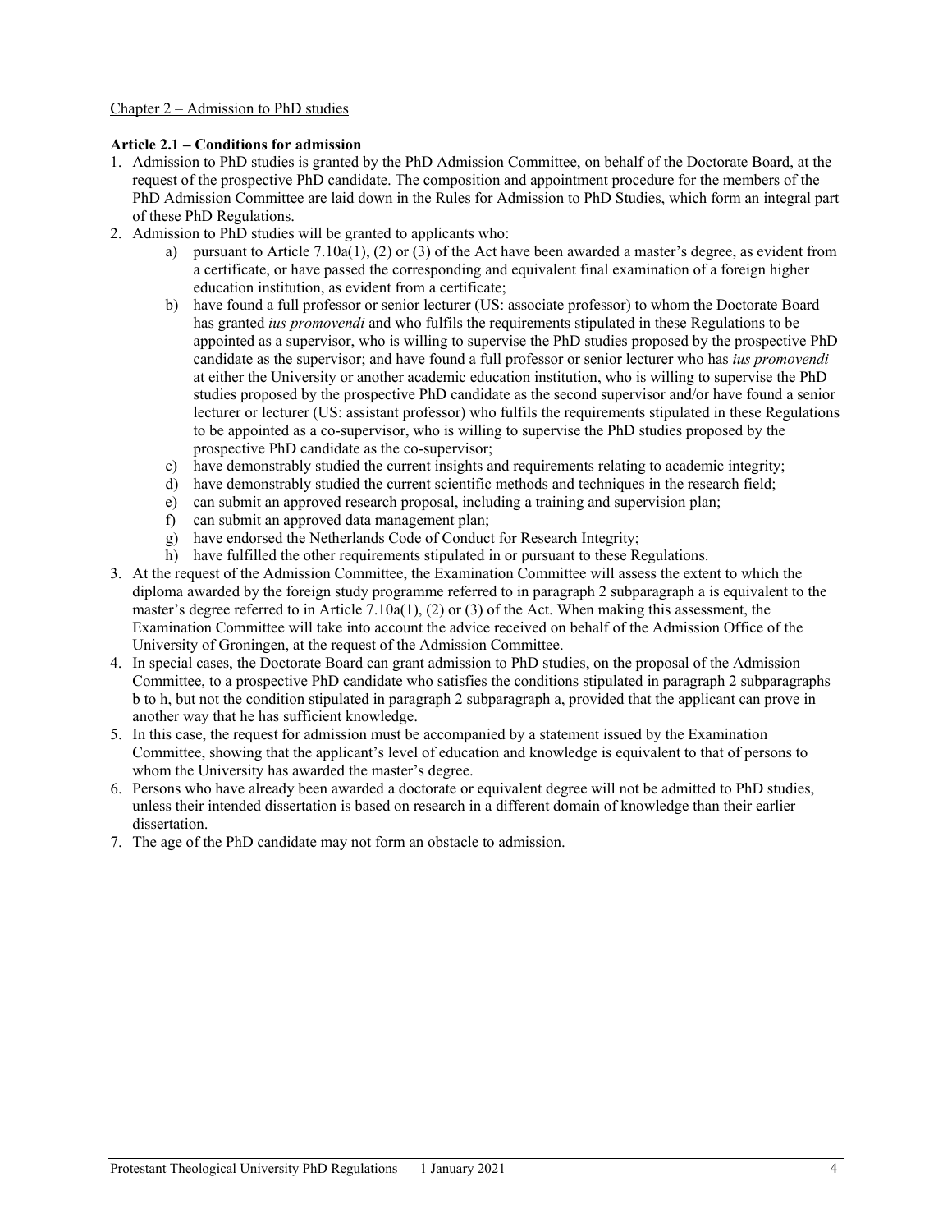Chapter 2 – Admission to PhD studies

**Article 2.1 – Conditions for admission**

1. Admission to PhD studies is granted by the PhD Admission Committee, on behalf of the Doctorate Board, at the request of the prospective PhD candidate. The composition and appointment procedure for the members of the PhD Admission Committee are laid down in the Rules for Admission to PhD Studies, which form an integral part of these PhD Regulations.
2. Admission to PhD studies will be granted to applicants who:
   a) pursuant to Article 7.10a(1), (2) or (3) of the Act have been awarded a master's degree, as evident from a certificate, or have passed the corresponding and equivalent final examination of a foreign higher education institution, as evident from a certificate;
   b) have found a full professor or senior lecturer (US: associate professor) to whom the Doctorate Board has granted *ius promovendi* and who fulfils the requirements stipulated in these Regulations to be appointed as a supervisor, who is willing to supervise the PhD studies proposed by the prospective PhD candidate as the supervisor; and have found a full professor or senior lecturer who has *ius promovendi* at either the University or another academic education institution, who is willing to supervise the PhD studies proposed by the prospective PhD candidate as the second supervisor and/or have found a senior lecturer or lecturer (US: assistant professor) who fulfils the requirements stipulated in these Regulations to be appointed as a co-supervisor, who is willing to supervise the PhD studies proposed by the prospective PhD candidate as the co-supervisor;
   c) have demonstrably studied the current insights and requirements relating to academic integrity;
   d) have demonstrably studied the current scientific methods and techniques in the research field;
   e) can submit an approved research proposal, including a training and supervision plan;
   f) can submit an approved data management plan;
   g) have endorsed the Netherlands Code of Conduct for Research Integrity;
   h) have fulfilled the other requirements stipulated in or pursuant to these Regulations.
3. At the request of the Admission Committee, the Examination Committee will assess the extent to which the diploma awarded by the foreign study programme referred to in paragraph 2 subparagraph a is equivalent to the master's degree referred to in Article 7.10a(1), (2) or (3) of the Act. When making this assessment, the Examination Committee will take into account the advice received on behalf of the Admission Office of the University of Groningen, at the request of the Admission Committee.
4. In special cases, the Doctorate Board can grant admission to PhD studies, on the proposal of the Admission Committee, to a prospective PhD candidate who satisfies the conditions stipulated in paragraph 2 subparagraphs b to h, but not the condition stipulated in paragraph 2 subparagraph a, provided that the applicant can prove in another way that he has sufficient knowledge.
5. In this case, the request for admission must be accompanied by a statement issued by the Examination Committee, showing that the applicant's level of education and knowledge is equivalent to that of persons to whom the University has awarded the master's degree.
6. Persons who have already been awarded a doctorate or equivalent degree will not be admitted to PhD studies, unless their intended dissertation is based on research in a different domain of knowledge than their earlier dissertation.
7. The age of the PhD candidate may not form an obstacle to admission.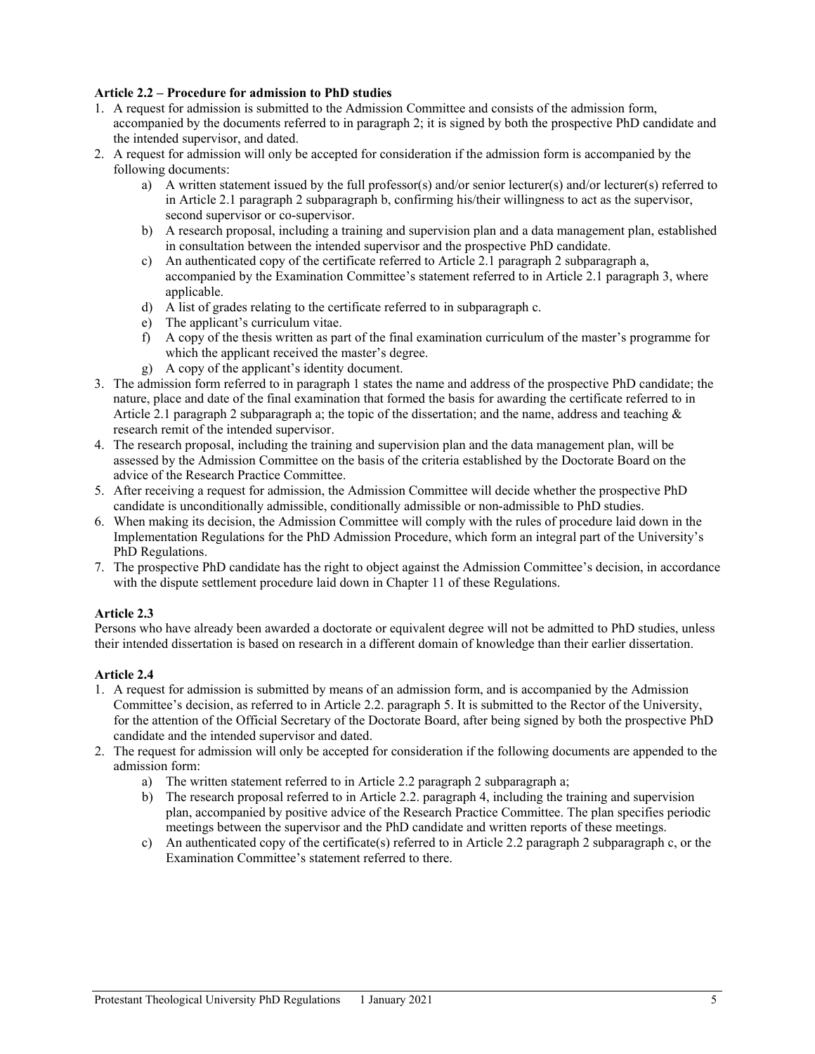**Article 2.2 – Procedure for admission to PhD studies**

1. A request for admission is submitted to the Admission Committee and consists of the admission form, accompanied by the documents referred to in paragraph 2; it is signed by both the prospective PhD candidate and the intended supervisor, and dated.
2. A request for admission will only be accepted for consideration if the admission form is accompanied by the following documents:
    a) A written statement issued by the full professor(s) and/or senior lecturer(s) and/or lecturer(s) referred to in Article 2.1 paragraph 2 subparagraph b, confirming his/their willingness to act as the supervisor, second supervisor or co-supervisor.
    b) A research proposal, including a training and supervision plan and a data management plan, established in consultation between the intended supervisor and the prospective PhD candidate.
    c) An authenticated copy of the certificate referred to Article 2.1 paragraph 2 subparagraph a, accompanied by the Examination Committee's statement referred to in Article 2.1 paragraph 3, where applicable.
    d) A list of grades relating to the certificate referred to in subparagraph c.
    e) The applicant's curriculum vitae.
    f) A copy of the thesis written as part of the final examination curriculum of the master's programme for which the applicant received the master's degree.
    g) A copy of the applicant's identity document.
3. The admission form referred to in paragraph 1 states the name and address of the prospective PhD candidate; the nature, place and date of the final examination that formed the basis for awarding the certificate referred to in Article 2.1 paragraph 2 subparagraph a; the topic of the dissertation; and the name, address and teaching & research remit of the intended supervisor.
4. The research proposal, including the training and supervision plan and the data management plan, will be assessed by the Admission Committee on the basis of the criteria established by the Doctorate Board on the advice of the Research Practice Committee.
5. After receiving a request for admission, the Admission Committee will decide whether the prospective PhD candidate is unconditionally admissible, conditionally admissible or non-admissible to PhD studies.
6. When making its decision, the Admission Committee will comply with the rules of procedure laid down in the Implementation Regulations for the PhD Admission Procedure, which form an integral part of the University's PhD Regulations.
7. The prospective PhD candidate has the right to object against the Admission Committee's decision, in accordance with the dispute settlement procedure laid down in Chapter 11 of these Regulations.

**Article 2.3**

Persons who have already been awarded a doctorate or equivalent degree will not be admitted to PhD studies, unless their intended dissertation is based on research in a different domain of knowledge than their earlier dissertation.

**Article 2.4**

1. A request for admission is submitted by means of an admission form, and is accompanied by the Admission Committee's decision, as referred to in Article 2.2. paragraph 5. It is submitted to the Rector of the University, for the attention of the Official Secretary of the Doctorate Board, after being signed by both the prospective PhD candidate and the intended supervisor and dated.
2. The request for admission will only be accepted for consideration if the following documents are appended to the admission form:
    a) The written statement referred to in Article 2.2 paragraph 2 subparagraph a;
    b) The research proposal referred to in Article 2.2. paragraph 4, including the training and supervision plan, accompanied by positive advice of the Research Practice Committee. The plan specifies periodic meetings between the supervisor and the PhD candidate and written reports of these meetings.
    c) An authenticated copy of the certificate(s) referred to in Article 2.2 paragraph 2 subparagraph c, or the Examination Committee's statement referred to there.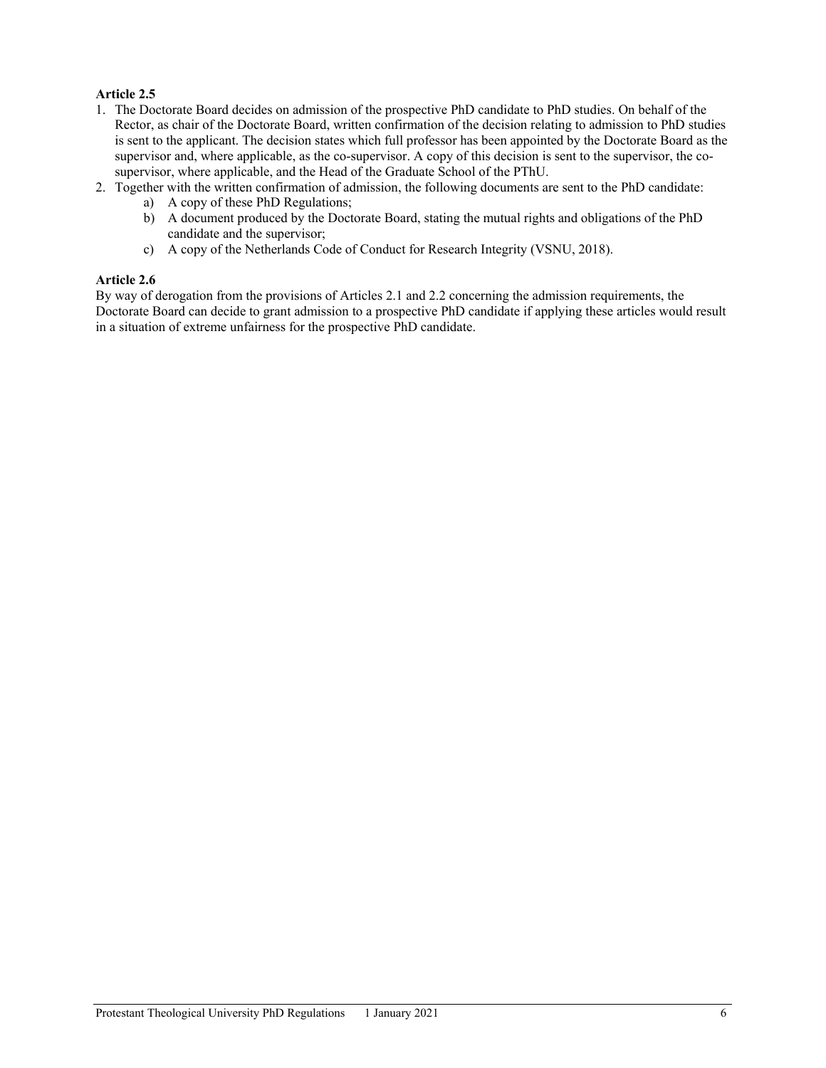**Article 2.5**

1. The Doctorate Board decides on admission of the prospective PhD candidate to PhD studies. On behalf of the Rector, as chair of the Doctorate Board, written confirmation of the decision relating to admission to PhD studies is sent to the applicant. The decision states which full professor has been appointed by the Doctorate Board as the supervisor and, where applicable, as the co-supervisor. A copy of this decision is sent to the supervisor, the co-supervisor, where applicable, and the Head of the Graduate School of the PThU.
2. Together with the written confirmation of admission, the following documents are sent to the PhD candidate:
   a) A copy of these PhD Regulations;
   b) A document produced by the Doctorate Board, stating the mutual rights and obligations of the PhD candidate and the supervisor;
   c) A copy of the Netherlands Code of Conduct for Research Integrity (VSNU, 2018).

**Article 2.6**

By way of derogation from the provisions of Articles 2.1 and 2.2 concerning the admission requirements, the Doctorate Board can decide to grant admission to a prospective PhD candidate if applying these articles would result in a situation of extreme unfairness for the prospective PhD candidate.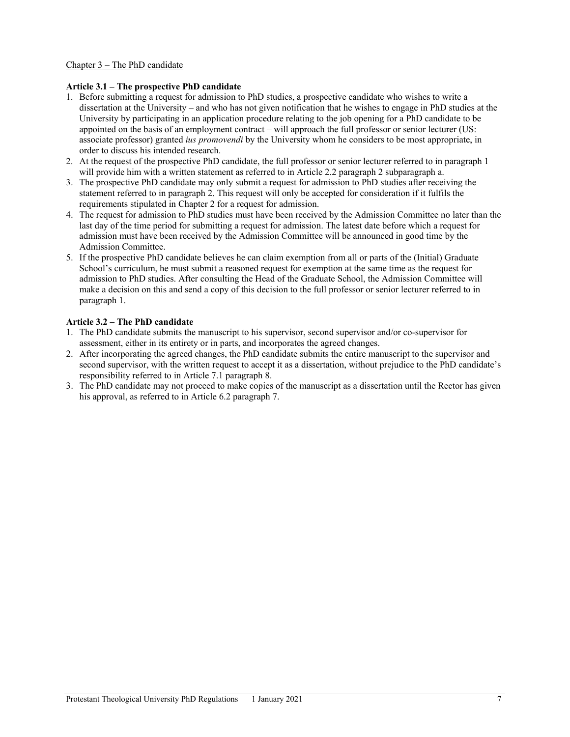Chapter 3 – The PhD candidate

**Article 3.1 – The prospective PhD candidate**

1. Before submitting a request for admission to PhD studies, a prospective candidate who wishes to write a dissertation at the University – and who has not given notification that he wishes to engage in PhD studies at the University by participating in an application procedure relating to the job opening for a PhD candidate to be appointed on the basis of an employment contract – will approach the full professor or senior lecturer (US: associate professor) granted *ius promovendi* by the University whom he considers to be most appropriate, in order to discuss his intended research.
2. At the request of the prospective PhD candidate, the full professor or senior lecturer referred to in paragraph 1 will provide him with a written statement as referred to in Article 2.2 paragraph 2 subparagraph a.
3. The prospective PhD candidate may only submit a request for admission to PhD studies after receiving the statement referred to in paragraph 2. This request will only be accepted for consideration if it fulfils the requirements stipulated in Chapter 2 for a request for admission.
4. The request for admission to PhD studies must have been received by the Admission Committee no later than the last day of the time period for submitting a request for admission. The latest date before which a request for admission must have been received by the Admission Committee will be announced in good time by the Admission Committee.
5. If the prospective PhD candidate believes he can claim exemption from all or parts of the (Initial) Graduate School's curriculum, he must submit a reasoned request for exemption at the same time as the request for admission to PhD studies. After consulting the Head of the Graduate School, the Admission Committee will make a decision on this and send a copy of this decision to the full professor or senior lecturer referred to in paragraph 1.

**Article 3.2 – The PhD candidate**

1. The PhD candidate submits the manuscript to his supervisor, second supervisor and/or co-supervisor for assessment, either in its entirety or in parts, and incorporates the agreed changes.
2. After incorporating the agreed changes, the PhD candidate submits the entire manuscript to the supervisor and second supervisor, with the written request to accept it as a dissertation, without prejudice to the PhD candidate's responsibility referred to in Article 7.1 paragraph 8.
3. The PhD candidate may not proceed to make copies of the manuscript as a dissertation until the Rector has given his approval, as referred to in Article 6.2 paragraph 7.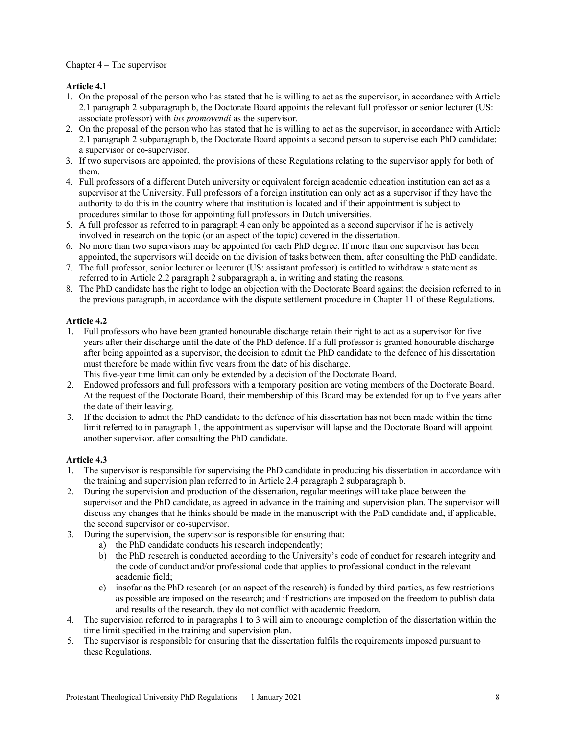<u>Chapter 4 – The supervisor</u>

**Article 4.1**

1. On the proposal of the person who has stated that he is willing to act as the supervisor, in accordance with Article 2.1 paragraph 2 subparagraph b, the Doctorate Board appoints the relevant full professor or senior lecturer (US: associate professor) with *ius promovendi* as the supervisor.
2. On the proposal of the person who has stated that he is willing to act as the supervisor, in accordance with Article 2.1 paragraph 2 subparagraph b, the Doctorate Board appoints a second person to supervise each PhD candidate: a supervisor or co-supervisor.
3. If two supervisors are appointed, the provisions of these Regulations relating to the supervisor apply for both of them.
4. Full professors of a different Dutch university or equivalent foreign academic education institution can act as a supervisor at the University. Full professors of a foreign institution can only act as a supervisor if they have the authority to do this in the country where that institution is located and if their appointment is subject to procedures similar to those for appointing full professors in Dutch universities.
5. A full professor as referred to in paragraph 4 can only be appointed as a second supervisor if he is actively involved in research on the topic (or an aspect of the topic) covered in the dissertation.
6. No more than two supervisors may be appointed for each PhD degree. If more than one supervisor has been appointed, the supervisors will decide on the division of tasks between them, after consulting the PhD candidate.
7. The full professor, senior lecturer or lecturer (US: assistant professor) is entitled to withdraw a statement as referred to in Article 2.2 paragraph 2 subparagraph a, in writing and stating the reasons.
8. The PhD candidate has the right to lodge an objection with the Doctorate Board against the decision referred to in the previous paragraph, in accordance with the dispute settlement procedure in Chapter 11 of these Regulations.

**Article 4.2**

1. Full professors who have been granted honourable discharge retain their right to act as a supervisor for five years after their discharge until the date of the PhD defence. If a full professor is granted honourable discharge after being appointed as a supervisor, the decision to admit the PhD candidate to the defence of his dissertation must therefore be made within five years from the date of his discharge.
   This five-year time limit can only be extended by a decision of the Doctorate Board.
2. Endowed professors and full professors with a temporary position are voting members of the Doctorate Board. At the request of the Doctorate Board, their membership of this Board may be extended for up to five years after the date of their leaving.
3. If the decision to admit the PhD candidate to the defence of his dissertation has not been made within the time limit referred to in paragraph 1, the appointment as supervisor will lapse and the Doctorate Board will appoint another supervisor, after consulting the PhD candidate.

**Article 4.3**

1. The supervisor is responsible for supervising the PhD candidate in producing his dissertation in accordance with the training and supervision plan referred to in Article 2.4 paragraph 2 subparagraph b.
2. During the supervision and production of the dissertation, regular meetings will take place between the supervisor and the PhD candidate, as agreed in advance in the training and supervision plan. The supervisor will discuss any changes that he thinks should be made in the manuscript with the PhD candidate and, if applicable, the second supervisor or co-supervisor.
3. During the supervision, the supervisor is responsible for ensuring that:
   a) the PhD candidate conducts his research independently;
   b) the PhD research is conducted according to the University's code of conduct for research integrity and the code of conduct and/or professional code that applies to professional conduct in the relevant academic field;
   c) insofar as the PhD research (or an aspect of the research) is funded by third parties, as few restrictions as possible are imposed on the research; and if restrictions are imposed on the freedom to publish data and results of the research, they do not conflict with academic freedom.
4. The supervision referred to in paragraphs 1 to 3 will aim to encourage completion of the dissertation within the time limit specified in the training and supervision plan.
5. The supervisor is responsible for ensuring that the dissertation fulfils the requirements imposed pursuant to these Regulations.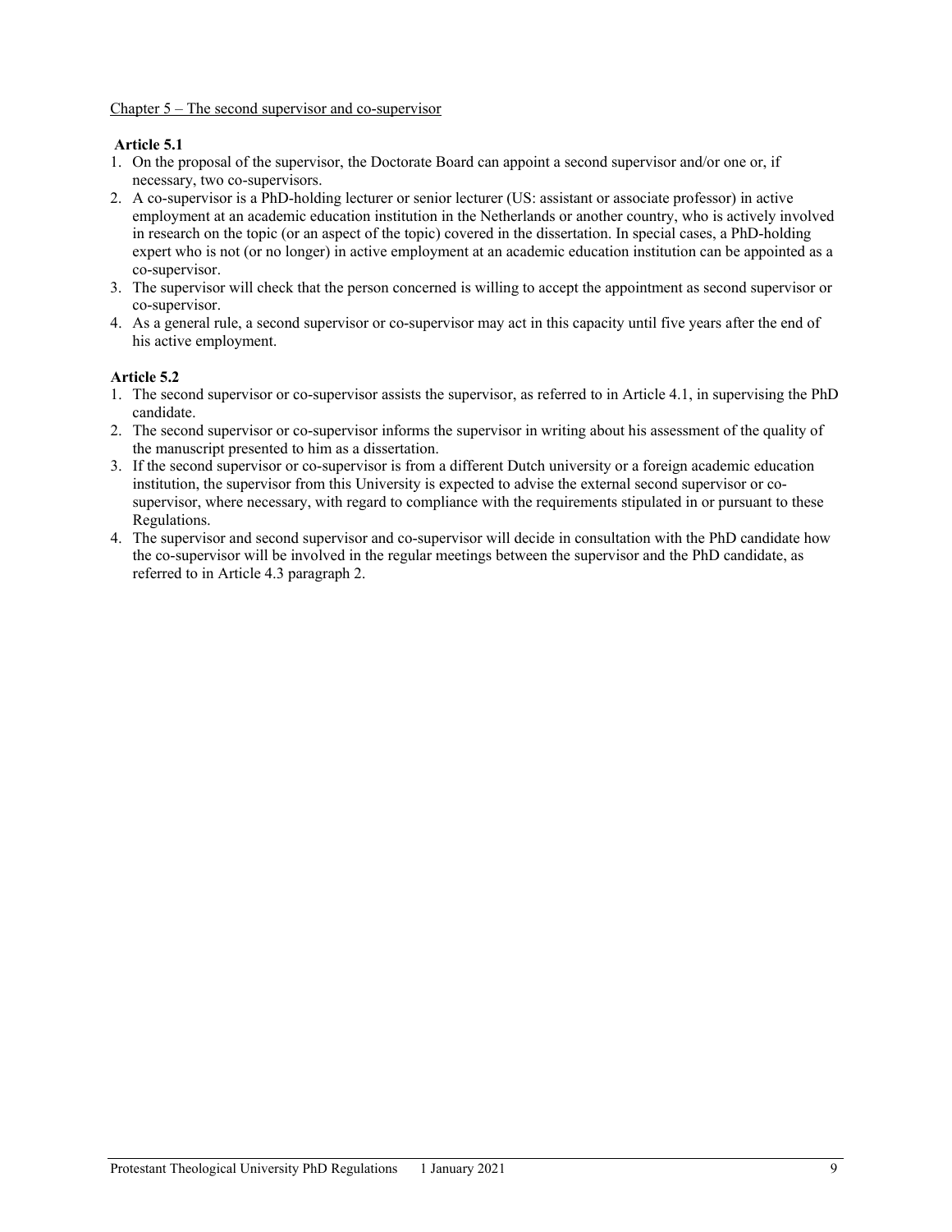## Chapter 5 – The second supervisor and co-supervisor

### Article 5.1

1. On the proposal of the supervisor, the Doctorate Board can appoint a second supervisor and/or one or, if necessary, two co-supervisors.
2. A co-supervisor is a PhD-holding lecturer or senior lecturer (US: assistant or associate professor) in active employment at an academic education institution in the Netherlands or another country, who is actively involved in research on the topic (or an aspect of the topic) covered in the dissertation. In special cases, a PhD-holding expert who is not (or no longer) in active employment at an academic education institution can be appointed as a co-supervisor.
3. The supervisor will check that the person concerned is willing to accept the appointment as second supervisor or co-supervisor.
4. As a general rule, a second supervisor or co-supervisor may act in this capacity until five years after the end of his active employment.

### Article 5.2

1. The second supervisor or co-supervisor assists the supervisor, as referred to in Article 4.1, in supervising the PhD candidate.
2. The second supervisor or co-supervisor informs the supervisor in writing about his assessment of the quality of the manuscript presented to him as a dissertation.
3. If the second supervisor or co-supervisor is from a different Dutch university or a foreign academic education institution, the supervisor from this University is expected to advise the external second supervisor or co-supervisor, where necessary, with regard to compliance with the requirements stipulated in or pursuant to these Regulations.
4. The supervisor and second supervisor and co-supervisor will decide in consultation with the PhD candidate how the co-supervisor will be involved in the regular meetings between the supervisor and the PhD candidate, as referred to in Article 4.3 paragraph 2.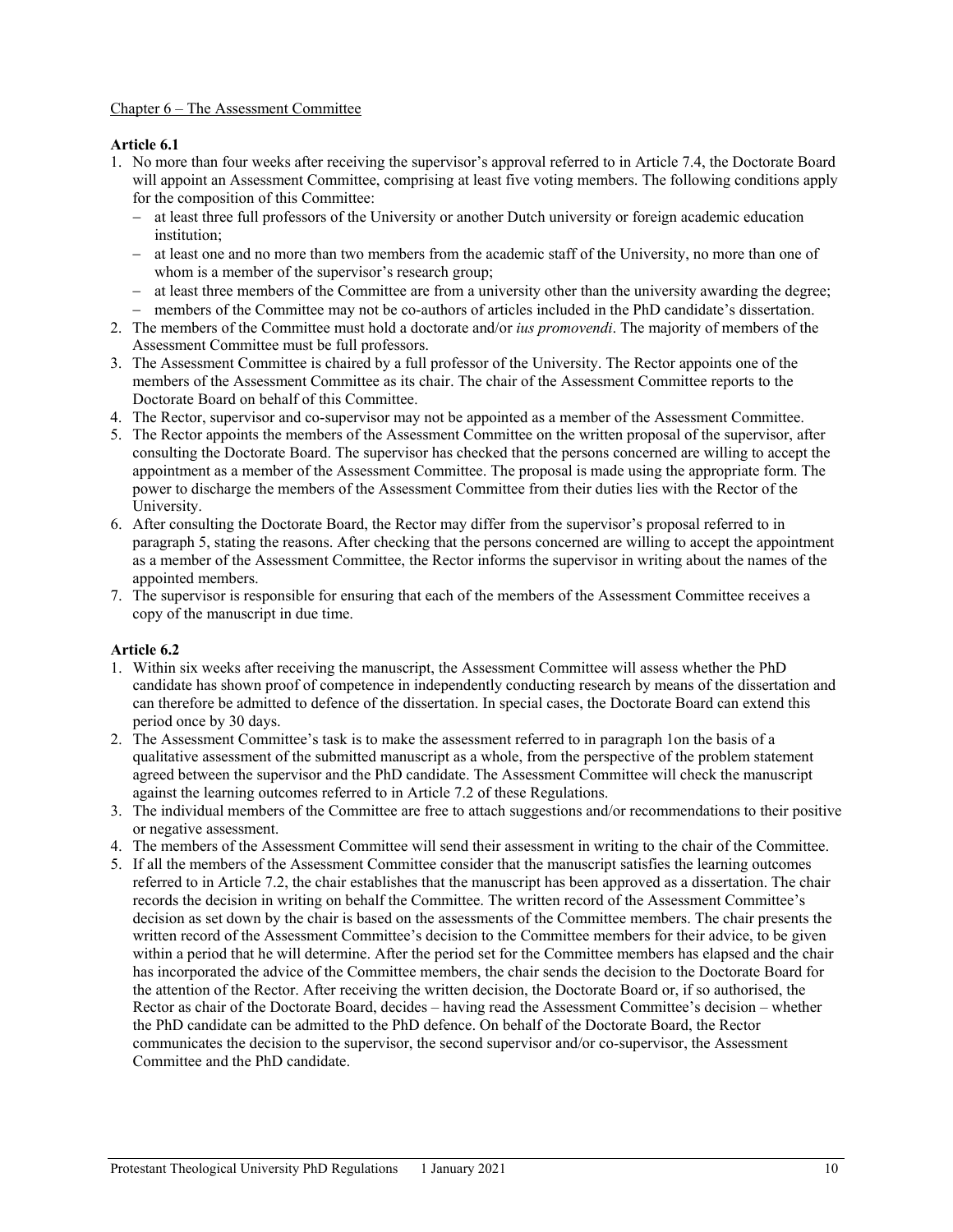Chapter 6 – The Assessment Committee

**Article 6.1**

1. No more than four weeks after receiving the supervisor's approval referred to in Article 7.4, the Doctorate Board will appoint an Assessment Committee, comprising at least five voting members. The following conditions apply for the composition of this Committee:
   - at least three full professors of the University or another Dutch university or foreign academic education institution;
   - at least one and no more than two members from the academic staff of the University, no more than one of whom is a member of the supervisor's research group;
   - at least three members of the Committee are from a university other than the university awarding the degree;
   - members of the Committee may not be co-authors of articles included in the PhD candidate's dissertation.
2. The members of the Committee must hold a doctorate and/or *ius promovendi*. The majority of members of the Assessment Committee must be full professors.
3. The Assessment Committee is chaired by a full professor of the University. The Rector appoints one of the members of the Assessment Committee as its chair. The chair of the Assessment Committee reports to the Doctorate Board on behalf of this Committee.
4. The Rector, supervisor and co-supervisor may not be appointed as a member of the Assessment Committee.
5. The Rector appoints the members of the Assessment Committee on the written proposal of the supervisor, after consulting the Doctorate Board. The supervisor has checked that the persons concerned are willing to accept the appointment as a member of the Assessment Committee. The proposal is made using the appropriate form. The power to discharge the members of the Assessment Committee from their duties lies with the Rector of the University.
6. After consulting the Doctorate Board, the Rector may differ from the supervisor's proposal referred to in paragraph 5, stating the reasons. After checking that the persons concerned are willing to accept the appointment as a member of the Assessment Committee, the Rector informs the supervisor in writing about the names of the appointed members.
7. The supervisor is responsible for ensuring that each of the members of the Assessment Committee receives a copy of the manuscript in due time.

**Article 6.2**

1. Within six weeks after receiving the manuscript, the Assessment Committee will assess whether the PhD candidate has shown proof of competence in independently conducting research by means of the dissertation and can therefore be admitted to defence of the dissertation. In special cases, the Doctorate Board can extend this period once by 30 days.
2. The Assessment Committee's task is to make the assessment referred to in paragraph 1on the basis of a qualitative assessment of the submitted manuscript as a whole, from the perspective of the problem statement agreed between the supervisor and the PhD candidate. The Assessment Committee will check the manuscript against the learning outcomes referred to in Article 7.2 of these Regulations.
3. The individual members of the Committee are free to attach suggestions and/or recommendations to their positive or negative assessment.
4. The members of the Assessment Committee will send their assessment in writing to the chair of the Committee.
5. If all the members of the Assessment Committee consider that the manuscript satisfies the learning outcomes referred to in Article 7.2, the chair establishes that the manuscript has been approved as a dissertation. The chair records the decision in writing on behalf the Committee. The written record of the Assessment Committee's decision as set down by the chair is based on the assessments of the Committee members. The chair presents the written record of the Assessment Committee's decision to the Committee members for their advice, to be given within a period that he will determine. After the period set for the Committee members has elapsed and the chair has incorporated the advice of the Committee members, the chair sends the decision to the Doctorate Board for the attention of the Rector. After receiving the written decision, the Doctorate Board or, if so authorised, the Rector as chair of the Doctorate Board, decides – having read the Assessment Committee's decision – whether the PhD candidate can be admitted to the PhD defence. On behalf of the Doctorate Board, the Rector communicates the decision to the supervisor, the second supervisor and/or co-supervisor, the Assessment Committee and the PhD candidate.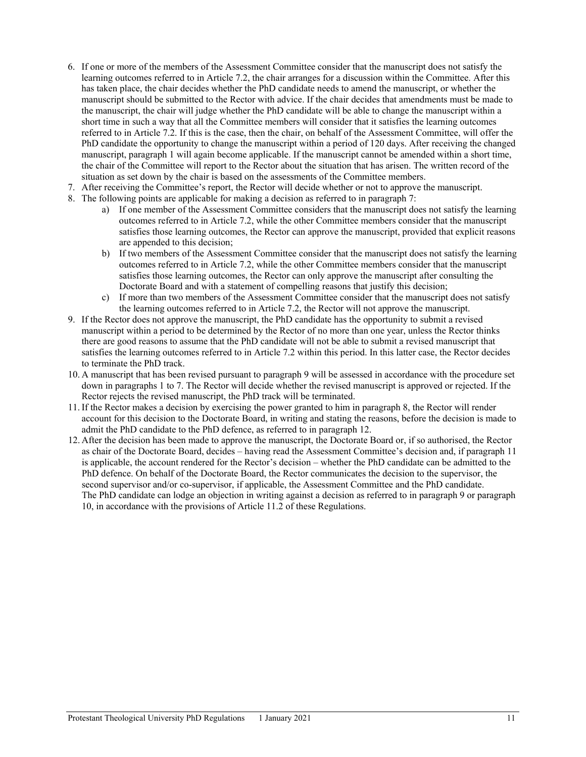6. If one or more of the members of the Assessment Committee consider that the manuscript does not satisfy the learning outcomes referred to in Article 7.2, the chair arranges for a discussion within the Committee. After this has taken place, the chair decides whether the PhD candidate needs to amend the manuscript, or whether the manuscript should be submitted to the Rector with advice. If the chair decides that amendments must be made to the manuscript, the chair will judge whether the PhD candidate will be able to change the manuscript within a short time in such a way that all the Committee members will consider that it satisfies the learning outcomes referred to in Article 7.2. If this is the case, then the chair, on behalf of the Assessment Committee, will offer the PhD candidate the opportunity to change the manuscript within a period of 120 days. After receiving the changed manuscript, paragraph 1 will again become applicable. If the manuscript cannot be amended within a short time, the chair of the Committee will report to the Rector about the situation that has arisen. The written record of the situation as set down by the chair is based on the assessments of the Committee members.
7. After receiving the Committee's report, the Rector will decide whether or not to approve the manuscript.
8. The following points are applicable for making a decision as referred to in paragraph 7:
   a) If one member of the Assessment Committee considers that the manuscript does not satisfy the learning outcomes referred to in Article 7.2, while the other Committee members consider that the manuscript satisfies those learning outcomes, the Rector can approve the manuscript, provided that explicit reasons are appended to this decision;
   b) If two members of the Assessment Committee consider that the manuscript does not satisfy the learning outcomes referred to in Article 7.2, while the other Committee members consider that the manuscript satisfies those learning outcomes, the Rector can only approve the manuscript after consulting the Doctorate Board and with a statement of compelling reasons that justify this decision;
   c) If more than two members of the Assessment Committee consider that the manuscript does not satisfy the learning outcomes referred to in Article 7.2, the Rector will not approve the manuscript.
9. If the Rector does not approve the manuscript, the PhD candidate has the opportunity to submit a revised manuscript within a period to be determined by the Rector of no more than one year, unless the Rector thinks there are good reasons to assume that the PhD candidate will not be able to submit a revised manuscript that satisfies the learning outcomes referred to in Article 7.2 within this period. In this latter case, the Rector decides to terminate the PhD track.
10. A manuscript that has been revised pursuant to paragraph 9 will be assessed in accordance with the procedure set down in paragraphs 1 to 7. The Rector will decide whether the revised manuscript is approved or rejected. If the Rector rejects the revised manuscript, the PhD track will be terminated.
11. If the Rector makes a decision by exercising the power granted to him in paragraph 8, the Rector will render account for this decision to the Doctorate Board, in writing and stating the reasons, before the decision is made to admit the PhD candidate to the PhD defence, as referred to in paragraph 12.
12. After the decision has been made to approve the manuscript, the Doctorate Board or, if so authorised, the Rector as chair of the Doctorate Board, decides – having read the Assessment Committee's decision and, if paragraph 11 is applicable, the account rendered for the Rector's decision – whether the PhD candidate can be admitted to the PhD defence. On behalf of the Doctorate Board, the Rector communicates the decision to the supervisor, the second supervisor and/or co-supervisor, if applicable, the Assessment Committee and the PhD candidate.
    The PhD candidate can lodge an objection in writing against a decision as referred to in paragraph 9 or paragraph 10, in accordance with the provisions of Article 11.2 of these Regulations.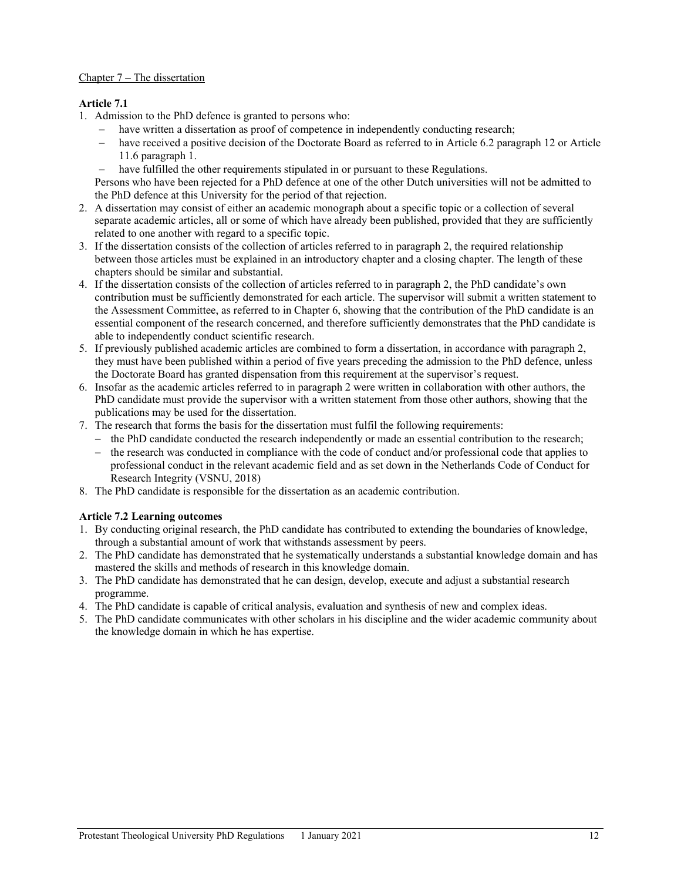Chapter 7 – The dissertation

**Article 7.1**

1. Admission to the PhD defence is granted to persons who:
   - have written a dissertation as proof of competence in independently conducting research;
   - have received a positive decision of the Doctorate Board as referred to in Article 6.2 paragraph 12 or Article 11.6 paragraph 1.
   - have fulfilled the other requirements stipulated in or pursuant to these Regulations.

   Persons who have been rejected for a PhD defence at one of the other Dutch universities will not be admitted to the PhD defence at this University for the period of that rejection.
2. A dissertation may consist of either an academic monograph about a specific topic or a collection of several separate academic articles, all or some of which have already been published, provided that they are sufficiently related to one another with regard to a specific topic.
3. If the dissertation consists of the collection of articles referred to in paragraph 2, the required relationship between those articles must be explained in an introductory chapter and a closing chapter. The length of these chapters should be similar and substantial.
4. If the dissertation consists of the collection of articles referred to in paragraph 2, the PhD candidate's own contribution must be sufficiently demonstrated for each article. The supervisor will submit a written statement to the Assessment Committee, as referred to in Chapter 6, showing that the contribution of the PhD candidate is an essential component of the research concerned, and therefore sufficiently demonstrates that the PhD candidate is able to independently conduct scientific research.
5. If previously published academic articles are combined to form a dissertation, in accordance with paragraph 2, they must have been published within a period of five years preceding the admission to the PhD defence, unless the Doctorate Board has granted dispensation from this requirement at the supervisor's request.
6. Insofar as the academic articles referred to in paragraph 2 were written in collaboration with other authors, the PhD candidate must provide the supervisor with a written statement from those other authors, showing that the publications may be used for the dissertation.
7. The research that forms the basis for the dissertation must fulfil the following requirements:
   - the PhD candidate conducted the research independently or made an essential contribution to the research;
   - the research was conducted in compliance with the code of conduct and/or professional code that applies to professional conduct in the relevant academic field and as set down in the Netherlands Code of Conduct for Research Integrity (VSNU, 2018)
8. The PhD candidate is responsible for the dissertation as an academic contribution.

**Article 7.2 Learning outcomes**

1. By conducting original research, the PhD candidate has contributed to extending the boundaries of knowledge, through a substantial amount of work that withstands assessment by peers.
2. The PhD candidate has demonstrated that he systematically understands a substantial knowledge domain and has mastered the skills and methods of research in this knowledge domain.
3. The PhD candidate has demonstrated that he can design, develop, execute and adjust a substantial research programme.
4. The PhD candidate is capable of critical analysis, evaluation and synthesis of new and complex ideas.
5. The PhD candidate communicates with other scholars in his discipline and the wider academic community about the knowledge domain in which he has expertise.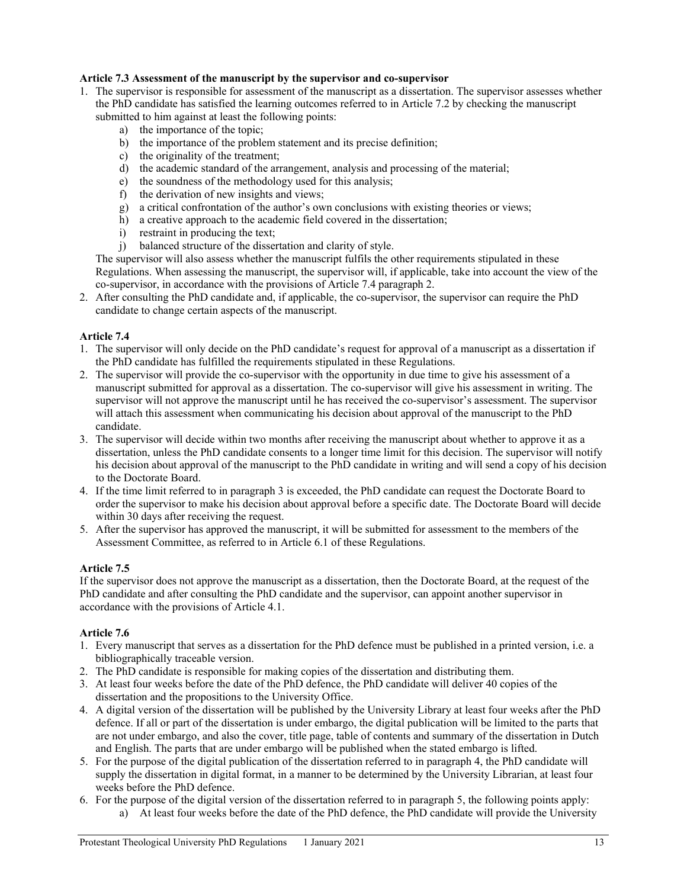**Article 7.3 Assessment of the manuscript by the supervisor and co-supervisor**

1. The supervisor is responsible for assessment of the manuscript as a dissertation. The supervisor assesses whether the PhD candidate has satisfied the learning outcomes referred to in Article 7.2 by checking the manuscript submitted to him against at least the following points:
   a) the importance of the topic;
   b) the importance of the problem statement and its precise definition;
   c) the originality of the treatment;
   d) the academic standard of the arrangement, analysis and processing of the material;
   e) the soundness of the methodology used for this analysis;
   f) the derivation of new insights and views;
   g) a critical confrontation of the author's own conclusions with existing theories or views;
   h) a creative approach to the academic field covered in the dissertation;
   i) restraint in producing the text;
   j) balanced structure of the dissertation and clarity of style.

   The supervisor will also assess whether the manuscript fulfils the other requirements stipulated in these Regulations. When assessing the manuscript, the supervisor will, if applicable, take into account the view of the co-supervisor, in accordance with the provisions of Article 7.4 paragraph 2.
2. After consulting the PhD candidate and, if applicable, the co-supervisor, the supervisor can require the PhD candidate to change certain aspects of the manuscript.

**Article 7.4**

1. The supervisor will only decide on the PhD candidate's request for approval of a manuscript as a dissertation if the PhD candidate has fulfilled the requirements stipulated in these Regulations.
2. The supervisor will provide the co-supervisor with the opportunity in due time to give his assessment of a manuscript submitted for approval as a dissertation. The co-supervisor will give his assessment in writing. The supervisor will not approve the manuscript until he has received the co-supervisor's assessment. The supervisor will attach this assessment when communicating his decision about approval of the manuscript to the PhD candidate.
3. The supervisor will decide within two months after receiving the manuscript about whether to approve it as a dissertation, unless the PhD candidate consents to a longer time limit for this decision. The supervisor will notify his decision about approval of the manuscript to the PhD candidate in writing and will send a copy of his decision to the Doctorate Board.
4. If the time limit referred to in paragraph 3 is exceeded, the PhD candidate can request the Doctorate Board to order the supervisor to make his decision about approval before a specific date. The Doctorate Board will decide within 30 days after receiving the request.
5. After the supervisor has approved the manuscript, it will be submitted for assessment to the members of the Assessment Committee, as referred to in Article 6.1 of these Regulations.

**Article 7.5**

If the supervisor does not approve the manuscript as a dissertation, then the Doctorate Board, at the request of the PhD candidate and after consulting the PhD candidate and the supervisor, can appoint another supervisor in accordance with the provisions of Article 4.1.

**Article 7.6**

1. Every manuscript that serves as a dissertation for the PhD defence must be published in a printed version, i.e. a bibliographically traceable version.
2. The PhD candidate is responsible for making copies of the dissertation and distributing them.
3. At least four weeks before the date of the PhD defence, the PhD candidate will deliver 40 copies of the dissertation and the propositions to the University Office.
4. A digital version of the dissertation will be published by the University Library at least four weeks after the PhD defence. If all or part of the dissertation is under embargo, the digital publication will be limited to the parts that are not under embargo, and also the cover, title page, table of contents and summary of the dissertation in Dutch and English. The parts that are under embargo will be published when the stated embargo is lifted.
5. For the purpose of the digital publication of the dissertation referred to in paragraph 4, the PhD candidate will supply the dissertation in digital format, in a manner to be determined by the University Librarian, at least four weeks before the PhD defence.
6. For the purpose of the digital version of the dissertation referred to in paragraph 5, the following points apply:
   a) At least four weeks before the date of the PhD defence, the PhD candidate will provide the University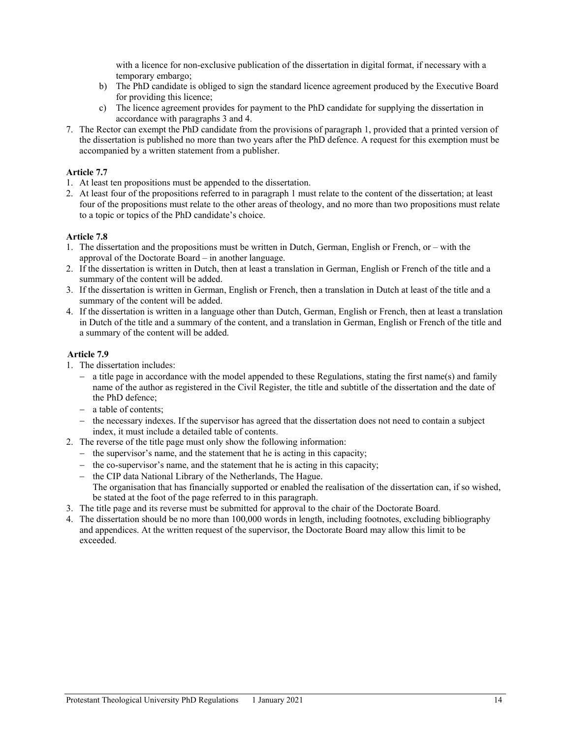with a licence for non-exclusive publication of the dissertation in digital format, if necessary with a temporary embargo;

b) The PhD candidate is obliged to sign the standard licence agreement produced by the Executive Board for providing this licence;

c) The licence agreement provides for payment to the PhD candidate for supplying the dissertation in accordance with paragraphs 3 and 4.

7. The Rector can exempt the PhD candidate from the provisions of paragraph 1, provided that a printed version of the dissertation is published no more than two years after the PhD defence. A request for this exemption must be accompanied by a written statement from a publisher.

**Article 7.7**

1. At least ten propositions must be appended to the dissertation.
2. At least four of the propositions referred to in paragraph 1 must relate to the content of the dissertation; at least four of the propositions must relate to the other areas of theology, and no more than two propositions must relate to a topic or topics of the PhD candidate's choice.

**Article 7.8**

1. The dissertation and the propositions must be written in Dutch, German, English or French, or – with the approval of the Doctorate Board – in another language.
2. If the dissertation is written in Dutch, then at least a translation in German, English or French of the title and a summary of the content will be added.
3. If the dissertation is written in German, English or French, then a translation in Dutch at least of the title and a summary of the content will be added.
4. If the dissertation is written in a language other than Dutch, German, English or French, then at least a translation in Dutch of the title and a summary of the content, and a translation in German, English or French of the title and a summary of the content will be added.

**Article 7.9**

1. The dissertation includes:
   - a title page in accordance with the model appended to these Regulations, stating the first name(s) and family name of the author as registered in the Civil Register, the title and subtitle of the dissertation and the date of the PhD defence;
   - a table of contents;
   - the necessary indexes. If the supervisor has agreed that the dissertation does not need to contain a subject index, it must include a detailed table of contents.
2. The reverse of the title page must only show the following information:
   - the supervisor's name, and the statement that he is acting in this capacity;
   - the co-supervisor's name, and the statement that he is acting in this capacity;
   - the CIP data National Library of the Netherlands, The Hague.

   The organisation that has financially supported or enabled the realisation of the dissertation can, if so wished, be stated at the foot of the page referred to in this paragraph.
3. The title page and its reverse must be submitted for approval to the chair of the Doctorate Board.
4. The dissertation should be no more than 100,000 words in length, including footnotes, excluding bibliography and appendices. At the written request of the supervisor, the Doctorate Board may allow this limit to be exceeded.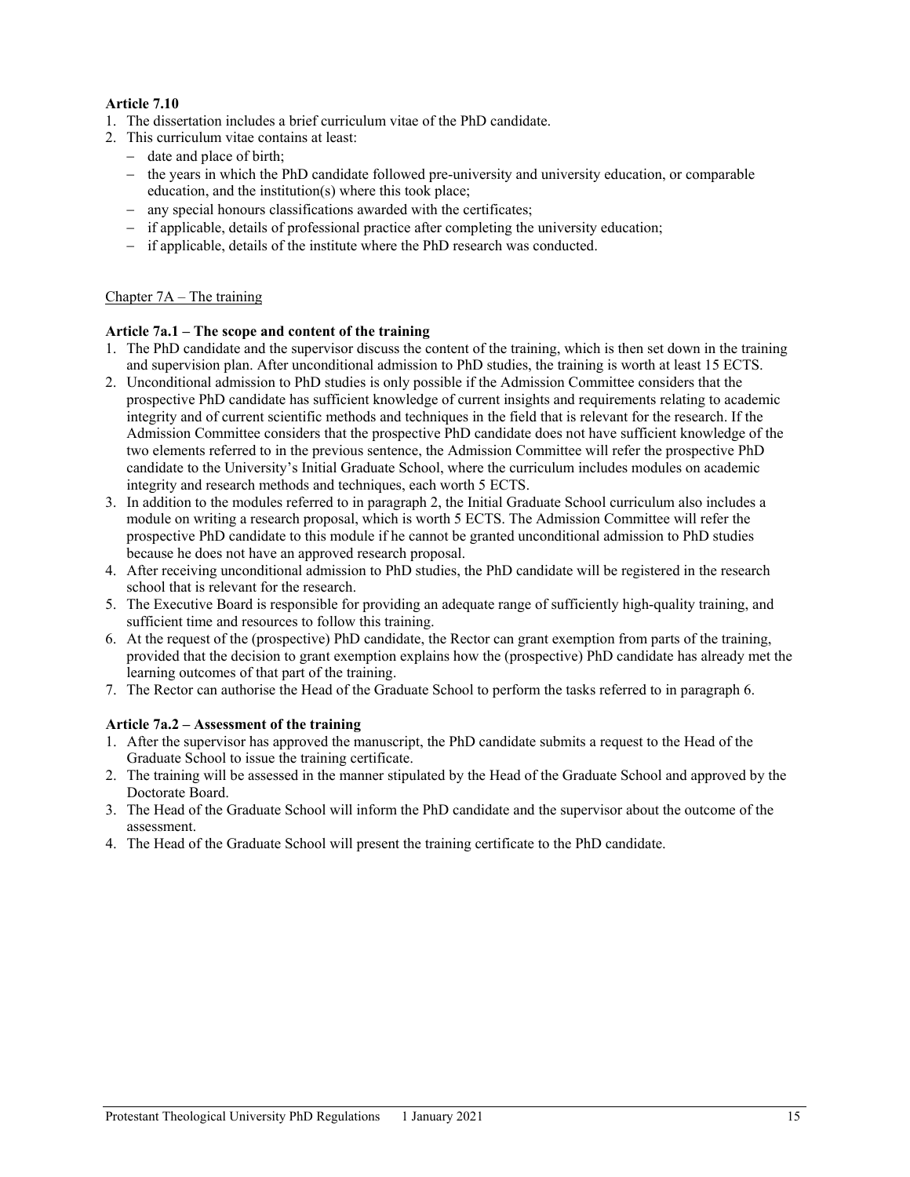**Article 7.10**

1. The dissertation includes a brief curriculum vitae of the PhD candidate.
2. This curriculum vitae contains at least:
   - date and place of birth;
   - the years in which the PhD candidate followed pre-university and university education, or comparable education, and the institution(s) where this took place;
   - any special honours classifications awarded with the certificates;
   - if applicable, details of professional practice after completing the university education;
   - if applicable, details of the institute where the PhD research was conducted.

## Chapter 7A – The training

**Article 7a.1 – The scope and content of the training**

1. The PhD candidate and the supervisor discuss the content of the training, which is then set down in the training and supervision plan. After unconditional admission to PhD studies, the training is worth at least 15 ECTS.
2. Unconditional admission to PhD studies is only possible if the Admission Committee considers that the prospective PhD candidate has sufficient knowledge of current insights and requirements relating to academic integrity and of current scientific methods and techniques in the field that is relevant for the research. If the Admission Committee considers that the prospective PhD candidate does not have sufficient knowledge of the two elements referred to in the previous sentence, the Admission Committee will refer the prospective PhD candidate to the University's Initial Graduate School, where the curriculum includes modules on academic integrity and research methods and techniques, each worth 5 ECTS.
3. In addition to the modules referred to in paragraph 2, the Initial Graduate School curriculum also includes a module on writing a research proposal, which is worth 5 ECTS. The Admission Committee will refer the prospective PhD candidate to this module if he cannot be granted unconditional admission to PhD studies because he does not have an approved research proposal.
4. After receiving unconditional admission to PhD studies, the PhD candidate will be registered in the research school that is relevant for the research.
5. The Executive Board is responsible for providing an adequate range of sufficiently high-quality training, and sufficient time and resources to follow this training.
6. At the request of the (prospective) PhD candidate, the Rector can grant exemption from parts of the training, provided that the decision to grant exemption explains how the (prospective) PhD candidate has already met the learning outcomes of that part of the training.
7. The Rector can authorise the Head of the Graduate School to perform the tasks referred to in paragraph 6.

**Article 7a.2 – Assessment of the training**

1. After the supervisor has approved the manuscript, the PhD candidate submits a request to the Head of the Graduate School to issue the training certificate.
2. The training will be assessed in the manner stipulated by the Head of the Graduate School and approved by the Doctorate Board.
3. The Head of the Graduate School will inform the PhD candidate and the supervisor about the outcome of the assessment.
4. The Head of the Graduate School will present the training certificate to the PhD candidate.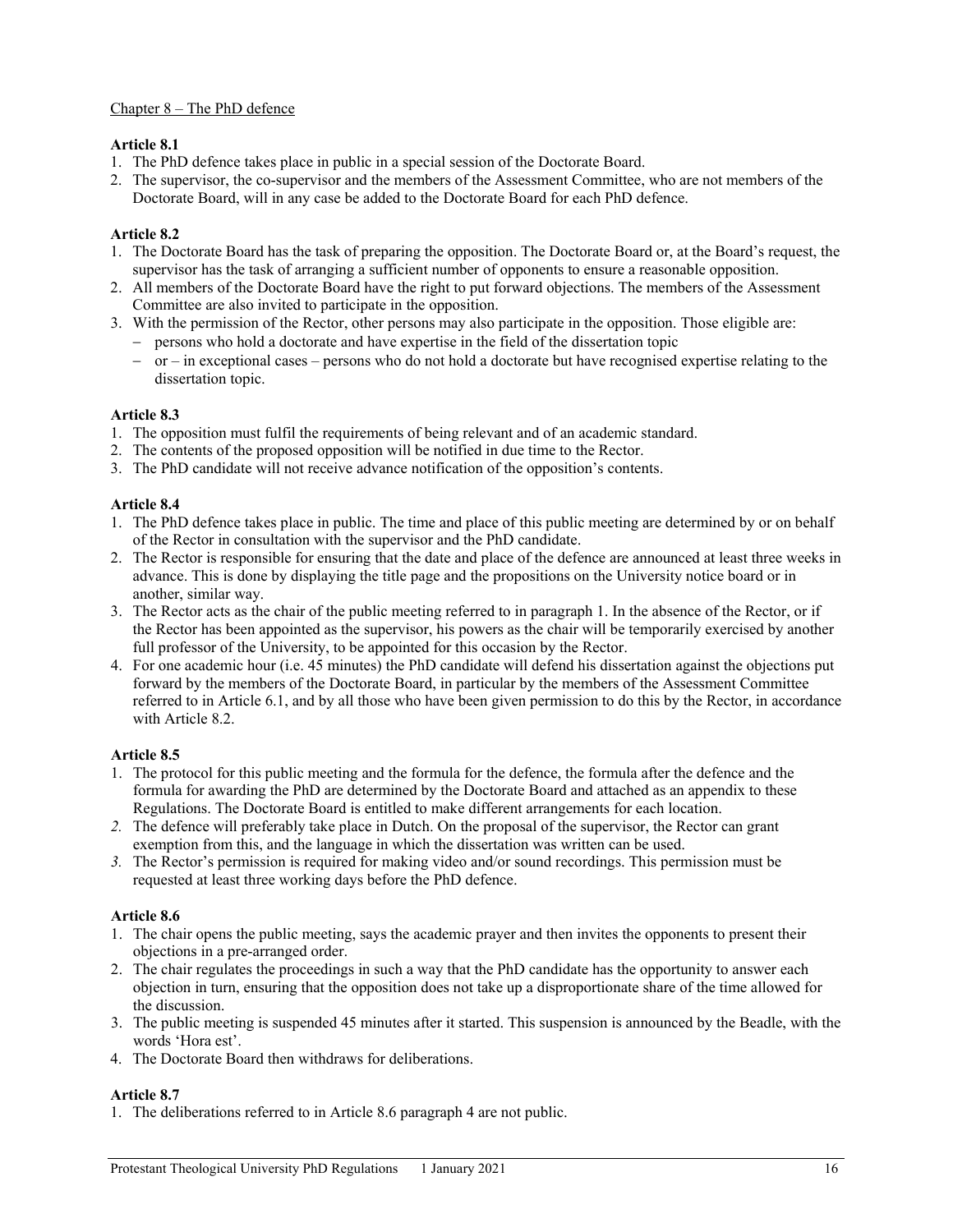## Chapter 8 – The PhD defence

**Article 8.1**

1. The PhD defence takes place in public in a special session of the Doctorate Board.
2. The supervisor, the co-supervisor and the members of the Assessment Committee, who are not members of the Doctorate Board, will in any case be added to the Doctorate Board for each PhD defence.

**Article 8.2**

1. The Doctorate Board has the task of preparing the opposition. The Doctorate Board or, at the Board's request, the supervisor has the task of arranging a sufficient number of opponents to ensure a reasonable opposition.
2. All members of the Doctorate Board have the right to put forward objections. The members of the Assessment Committee are also invited to participate in the opposition.
3. With the permission of the Rector, other persons may also participate in the opposition. Those eligible are:
   - persons who hold a doctorate and have expertise in the field of the dissertation topic
   - or – in exceptional cases – persons who do not hold a doctorate but have recognised expertise relating to the dissertation topic.

**Article 8.3**

1. The opposition must fulfil the requirements of being relevant and of an academic standard.
2. The contents of the proposed opposition will be notified in due time to the Rector.
3. The PhD candidate will not receive advance notification of the opposition's contents.

**Article 8.4**

1. The PhD defence takes place in public. The time and place of this public meeting are determined by or on behalf of the Rector in consultation with the supervisor and the PhD candidate.
2. The Rector is responsible for ensuring that the date and place of the defence are announced at least three weeks in advance. This is done by displaying the title page and the propositions on the University notice board or in another, similar way.
3. The Rector acts as the chair of the public meeting referred to in paragraph 1. In the absence of the Rector, or if the Rector has been appointed as the supervisor, his powers as the chair will be temporarily exercised by another full professor of the University, to be appointed for this occasion by the Rector.
4. For one academic hour (i.e. 45 minutes) the PhD candidate will defend his dissertation against the objections put forward by the members of the Doctorate Board, in particular by the members of the Assessment Committee referred to in Article 6.1, and by all those who have been given permission to do this by the Rector, in accordance with Article 8.2.

**Article 8.5**

1. The protocol for this public meeting and the formula for the defence, the formula after the defence and the formula for awarding the PhD are determined by the Doctorate Board and attached as an appendix to these Regulations. The Doctorate Board is entitled to make different arrangements for each location.
2. The defence will preferably take place in Dutch. On the proposal of the supervisor, the Rector can grant exemption from this, and the language in which the dissertation was written can be used.
3. The Rector's permission is required for making video and/or sound recordings. This permission must be requested at least three working days before the PhD defence.

**Article 8.6**

1. The chair opens the public meeting, says the academic prayer and then invites the opponents to present their objections in a pre-arranged order.
2. The chair regulates the proceedings in such a way that the PhD candidate has the opportunity to answer each objection in turn, ensuring that the opposition does not take up a disproportionate share of the time allowed for the discussion.
3. The public meeting is suspended 45 minutes after it started. This suspension is announced by the Beadle, with the words 'Hora est'.
4. The Doctorate Board then withdraws for deliberations.

**Article 8.7**

1. The deliberations referred to in Article 8.6 paragraph 4 are not public.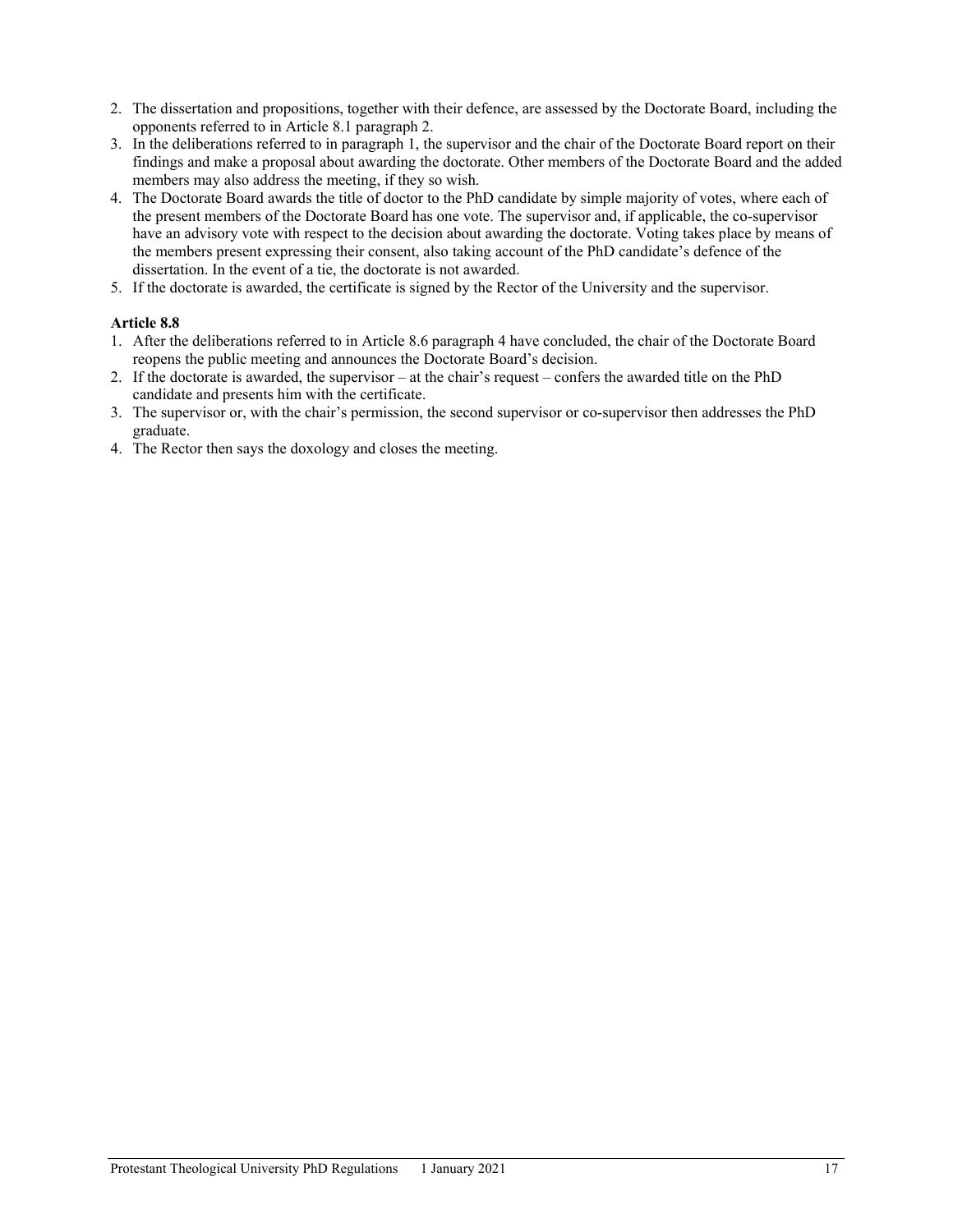2. The dissertation and propositions, together with their defence, are assessed by the Doctorate Board, including the opponents referred to in Article 8.1 paragraph 2.
3. In the deliberations referred to in paragraph 1, the supervisor and the chair of the Doctorate Board report on their findings and make a proposal about awarding the doctorate. Other members of the Doctorate Board and the added members may also address the meeting, if they so wish.
4. The Doctorate Board awards the title of doctor to the PhD candidate by simple majority of votes, where each of the present members of the Doctorate Board has one vote. The supervisor and, if applicable, the co-supervisor have an advisory vote with respect to the decision about awarding the doctorate. Voting takes place by means of the members present expressing their consent, also taking account of the PhD candidate's defence of the dissertation. In the event of a tie, the doctorate is not awarded.
5. If the doctorate is awarded, the certificate is signed by the Rector of the University and the supervisor.

**Article 8.8**

1. After the deliberations referred to in Article 8.6 paragraph 4 have concluded, the chair of the Doctorate Board reopens the public meeting and announces the Doctorate Board's decision.
2. If the doctorate is awarded, the supervisor – at the chair's request – confers the awarded title on the PhD candidate and presents him with the certificate.
3. The supervisor or, with the chair's permission, the second supervisor or co-supervisor then addresses the PhD graduate.
4. The Rector then says the doxology and closes the meeting.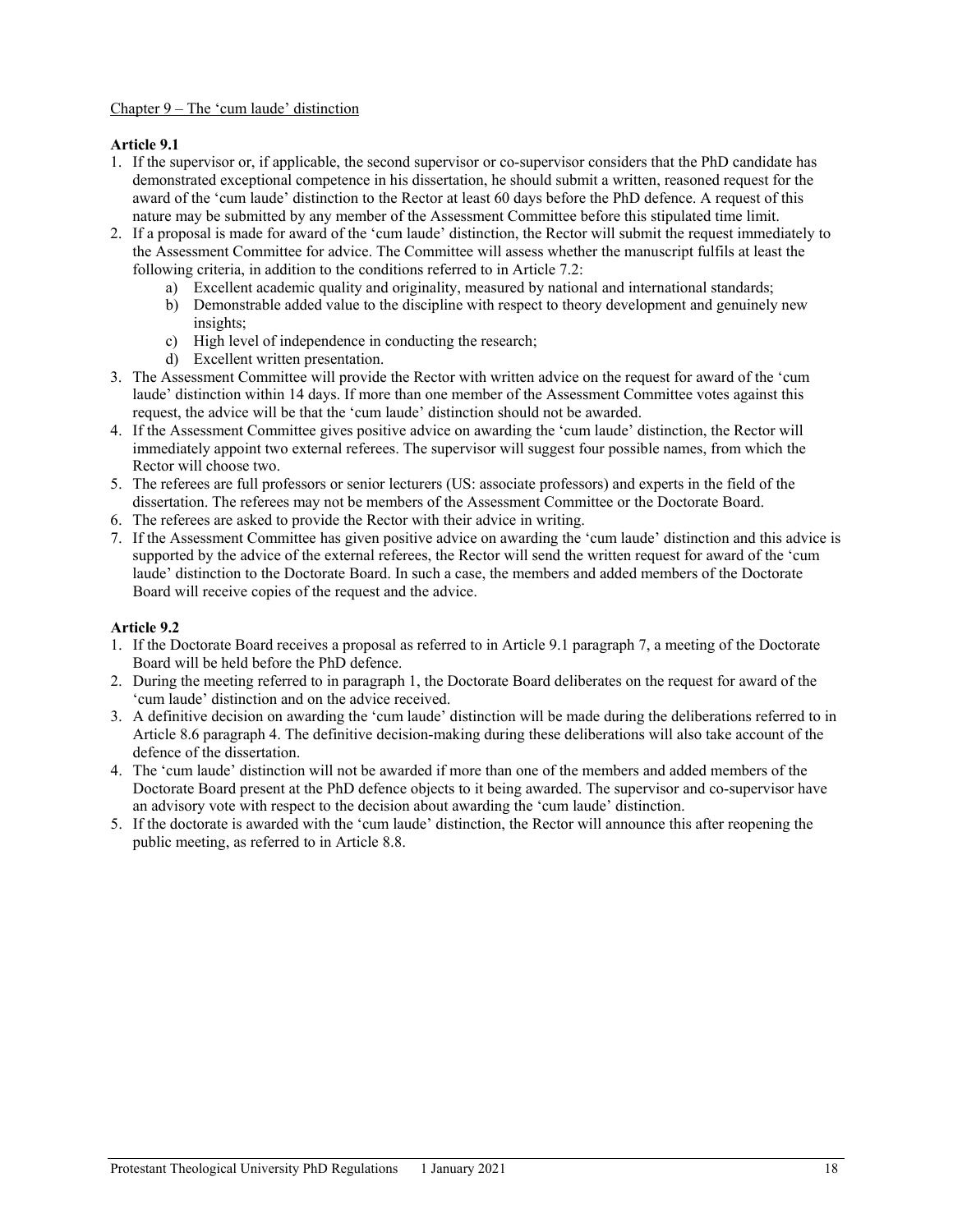<u>Chapter 9 – The 'cum laude' distinction</u>

**Article 9.1**

1. If the supervisor or, if applicable, the second supervisor or co-supervisor considers that the PhD candidate has demonstrated exceptional competence in his dissertation, he should submit a written, reasoned request for the award of the 'cum laude' distinction to the Rector at least 60 days before the PhD defence. A request of this nature may be submitted by any member of the Assessment Committee before this stipulated time limit.
2. If a proposal is made for award of the 'cum laude' distinction, the Rector will submit the request immediately to the Assessment Committee for advice. The Committee will assess whether the manuscript fulfils at least the following criteria, in addition to the conditions referred to in Article 7.2:
   a) Excellent academic quality and originality, measured by national and international standards;
   b) Demonstrable added value to the discipline with respect to theory development and genuinely new insights;
   c) High level of independence in conducting the research;
   d) Excellent written presentation.
3. The Assessment Committee will provide the Rector with written advice on the request for award of the 'cum laude' distinction within 14 days. If more than one member of the Assessment Committee votes against this request, the advice will be that the 'cum laude' distinction should not be awarded.
4. If the Assessment Committee gives positive advice on awarding the 'cum laude' distinction, the Rector will immediately appoint two external referees. The supervisor will suggest four possible names, from which the Rector will choose two.
5. The referees are full professors or senior lecturers (US: associate professors) and experts in the field of the dissertation. The referees may not be members of the Assessment Committee or the Doctorate Board.
6. The referees are asked to provide the Rector with their advice in writing.
7. If the Assessment Committee has given positive advice on awarding the 'cum laude' distinction and this advice is supported by the advice of the external referees, the Rector will send the written request for award of the 'cum laude' distinction to the Doctorate Board. In such a case, the members and added members of the Doctorate Board will receive copies of the request and the advice.

**Article 9.2**

1. If the Doctorate Board receives a proposal as referred to in Article 9.1 paragraph 7, a meeting of the Doctorate Board will be held before the PhD defence.
2. During the meeting referred to in paragraph 1, the Doctorate Board deliberates on the request for award of the 'cum laude' distinction and on the advice received.
3. A definitive decision on awarding the 'cum laude' distinction will be made during the deliberations referred to in Article 8.6 paragraph 4. The definitive decision-making during these deliberations will also take account of the defence of the dissertation.
4. The 'cum laude' distinction will not be awarded if more than one of the members and added members of the Doctorate Board present at the PhD defence objects to it being awarded. The supervisor and co-supervisor have an advisory vote with respect to the decision about awarding the 'cum laude' distinction.
5. If the doctorate is awarded with the 'cum laude' distinction, the Rector will announce this after reopening the public meeting, as referred to in Article 8.8.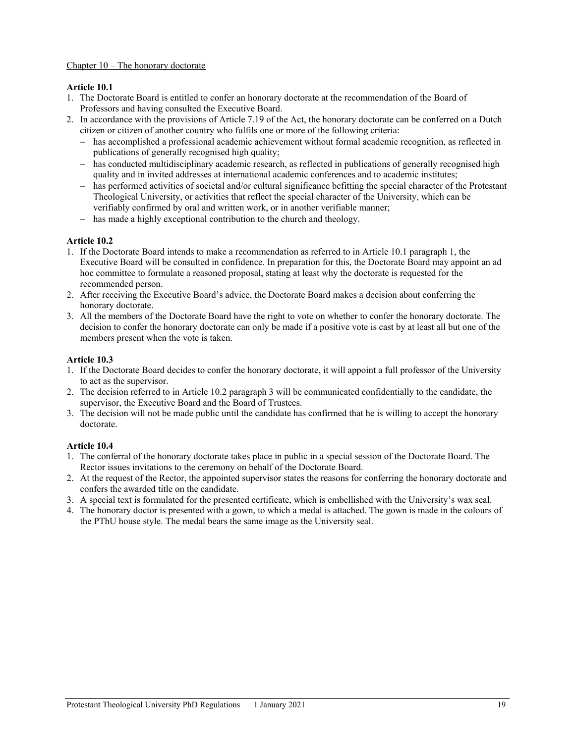Chapter 10 – The honorary doctorate

**Article 10.1**

1. The Doctorate Board is entitled to confer an honorary doctorate at the recommendation of the Board of Professors and having consulted the Executive Board.
2. In accordance with the provisions of Article 7.19 of the Act, the honorary doctorate can be conferred on a Dutch citizen or citizen of another country who fulfils one or more of the following criteria:
   - has accomplished a professional academic achievement without formal academic recognition, as reflected in publications of generally recognised high quality;
   - has conducted multidisciplinary academic research, as reflected in publications of generally recognised high quality and in invited addresses at international academic conferences and to academic institutes;
   - has performed activities of societal and/or cultural significance befitting the special character of the Protestant Theological University, or activities that reflect the special character of the University, which can be verifiably confirmed by oral and written work, or in another verifiable manner;
   - has made a highly exceptional contribution to the church and theology.

**Article 10.2**

1. If the Doctorate Board intends to make a recommendation as referred to in Article 10.1 paragraph 1, the Executive Board will be consulted in confidence. In preparation for this, the Doctorate Board may appoint an ad hoc committee to formulate a reasoned proposal, stating at least why the doctorate is requested for the recommended person.
2. After receiving the Executive Board's advice, the Doctorate Board makes a decision about conferring the honorary doctorate.
3. All the members of the Doctorate Board have the right to vote on whether to confer the honorary doctorate. The decision to confer the honorary doctorate can only be made if a positive vote is cast by at least all but one of the members present when the vote is taken.

**Article 10.3**

1. If the Doctorate Board decides to confer the honorary doctorate, it will appoint a full professor of the University to act as the supervisor.
2. The decision referred to in Article 10.2 paragraph 3 will be communicated confidentially to the candidate, the supervisor, the Executive Board and the Board of Trustees.
3. The decision will not be made public until the candidate has confirmed that he is willing to accept the honorary doctorate.

**Article 10.4**

1. The conferral of the honorary doctorate takes place in public in a special session of the Doctorate Board. The Rector issues invitations to the ceremony on behalf of the Doctorate Board.
2. At the request of the Rector, the appointed supervisor states the reasons for conferring the honorary doctorate and confers the awarded title on the candidate.
3. A special text is formulated for the presented certificate, which is embellished with the University's wax seal.
4. The honorary doctor is presented with a gown, to which a medal is attached. The gown is made in the colours of the PThU house style. The medal bears the same image as the University seal.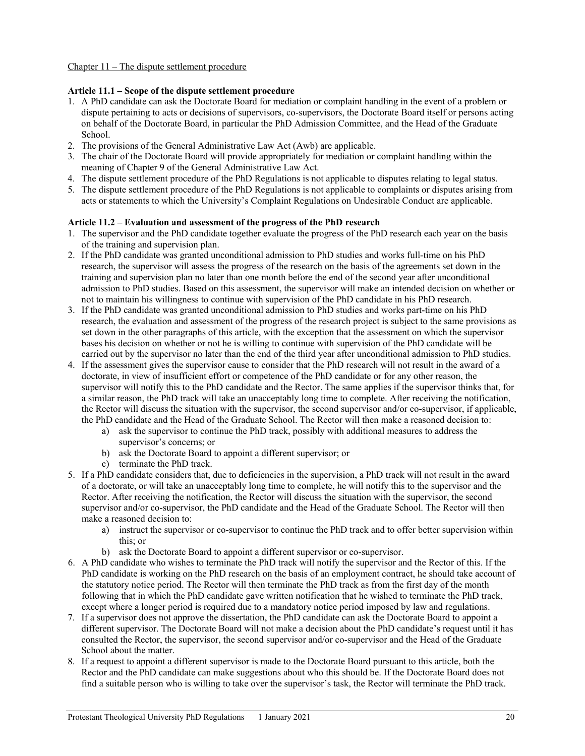Chapter 11 – The dispute settlement procedure

**Article 11.1 – Scope of the dispute settlement procedure**

1. A PhD candidate can ask the Doctorate Board for mediation or complaint handling in the event of a problem or dispute pertaining to acts or decisions of supervisors, co-supervisors, the Doctorate Board itself or persons acting on behalf of the Doctorate Board, in particular the PhD Admission Committee, and the Head of the Graduate School.
2. The provisions of the General Administrative Law Act (Awb) are applicable.
3. The chair of the Doctorate Board will provide appropriately for mediation or complaint handling within the meaning of Chapter 9 of the General Administrative Law Act.
4. The dispute settlement procedure of the PhD Regulations is not applicable to disputes relating to legal status.
5. The dispute settlement procedure of the PhD Regulations is not applicable to complaints or disputes arising from acts or statements to which the University's Complaint Regulations on Undesirable Conduct are applicable.

**Article 11.2 – Evaluation and assessment of the progress of the PhD research**

1. The supervisor and the PhD candidate together evaluate the progress of the PhD research each year on the basis of the training and supervision plan.
2. If the PhD candidate was granted unconditional admission to PhD studies and works full-time on his PhD research, the supervisor will assess the progress of the research on the basis of the agreements set down in the training and supervision plan no later than one month before the end of the second year after unconditional admission to PhD studies. Based on this assessment, the supervisor will make an intended decision on whether or not to maintain his willingness to continue with supervision of the PhD candidate in his PhD research.
3. If the PhD candidate was granted unconditional admission to PhD studies and works part-time on his PhD research, the evaluation and assessment of the progress of the research project is subject to the same provisions as set down in the other paragraphs of this article, with the exception that the assessment on which the supervisor bases his decision on whether or not he is willing to continue with supervision of the PhD candidate will be carried out by the supervisor no later than the end of the third year after unconditional admission to PhD studies.
4. If the assessment gives the supervisor cause to consider that the PhD research will not result in the award of a doctorate, in view of insufficient effort or competence of the PhD candidate or for any other reason, the supervisor will notify this to the PhD candidate and the Rector. The same applies if the supervisor thinks that, for a similar reason, the PhD track will take an unacceptably long time to complete. After receiving the notification, the Rector will discuss the situation with the supervisor, the second supervisor and/or co-supervisor, if applicable, the PhD candidate and the Head of the Graduate School. The Rector will then make a reasoned decision to:
   a) ask the supervisor to continue the PhD track, possibly with additional measures to address the supervisor's concerns; or
   b) ask the Doctorate Board to appoint a different supervisor; or
   c) terminate the PhD track.
5. If a PhD candidate considers that, due to deficiencies in the supervision, a PhD track will not result in the award of a doctorate, or will take an unacceptably long time to complete, he will notify this to the supervisor and the Rector. After receiving the notification, the Rector will discuss the situation with the supervisor, the second supervisor and/or co-supervisor, the PhD candidate and the Head of the Graduate School. The Rector will then make a reasoned decision to:
   a) instruct the supervisor or co-supervisor to continue the PhD track and to offer better supervision within this; or
   b) ask the Doctorate Board to appoint a different supervisor or co-supervisor.
6. A PhD candidate who wishes to terminate the PhD track will notify the supervisor and the Rector of this. If the PhD candidate is working on the PhD research on the basis of an employment contract, he should take account of the statutory notice period. The Rector will then terminate the PhD track as from the first day of the month following that in which the PhD candidate gave written notification that he wished to terminate the PhD track, except where a longer period is required due to a mandatory notice period imposed by law and regulations.
7. If a supervisor does not approve the dissertation, the PhD candidate can ask the Doctorate Board to appoint a different supervisor. The Doctorate Board will not make a decision about the PhD candidate's request until it has consulted the Rector, the supervisor, the second supervisor and/or co-supervisor and the Head of the Graduate School about the matter.
8. If a request to appoint a different supervisor is made to the Doctorate Board pursuant to this article, both the Rector and the PhD candidate can make suggestions about who this should be. If the Doctorate Board does not find a suitable person who is willing to take over the supervisor's task, the Rector will terminate the PhD track.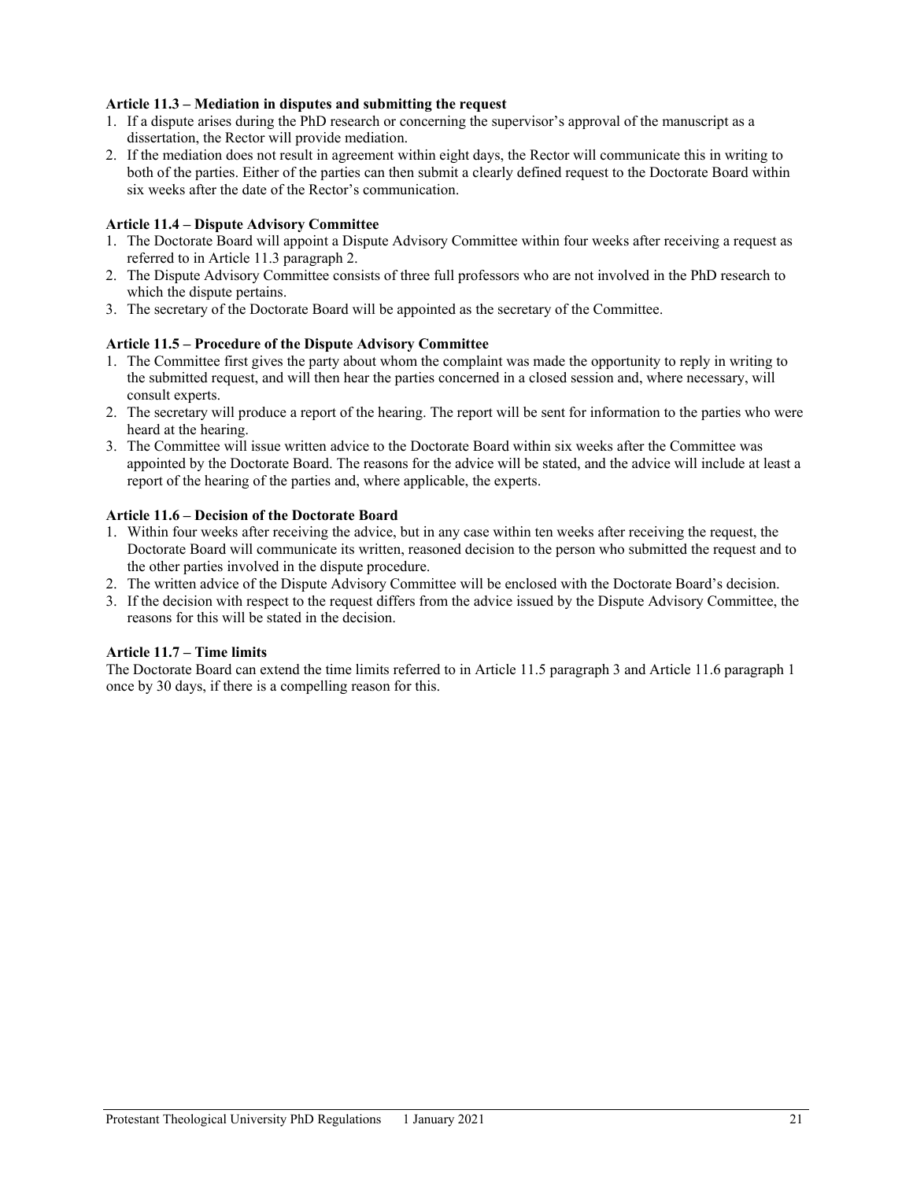**Article 11.3 – Mediation in disputes and submitting the request**

1. If a dispute arises during the PhD research or concerning the supervisor's approval of the manuscript as a dissertation, the Rector will provide mediation.
2. If the mediation does not result in agreement within eight days, the Rector will communicate this in writing to both of the parties. Either of the parties can then submit a clearly defined request to the Doctorate Board within six weeks after the date of the Rector's communication.

**Article 11.4 – Dispute Advisory Committee**

1. The Doctorate Board will appoint a Dispute Advisory Committee within four weeks after receiving a request as referred to in Article 11.3 paragraph 2.
2. The Dispute Advisory Committee consists of three full professors who are not involved in the PhD research to which the dispute pertains.
3. The secretary of the Doctorate Board will be appointed as the secretary of the Committee.

**Article 11.5 – Procedure of the Dispute Advisory Committee**

1. The Committee first gives the party about whom the complaint was made the opportunity to reply in writing to the submitted request, and will then hear the parties concerned in a closed session and, where necessary, will consult experts.
2. The secretary will produce a report of the hearing. The report will be sent for information to the parties who were heard at the hearing.
3. The Committee will issue written advice to the Doctorate Board within six weeks after the Committee was appointed by the Doctorate Board. The reasons for the advice will be stated, and the advice will include at least a report of the hearing of the parties and, where applicable, the experts.

**Article 11.6 – Decision of the Doctorate Board**

1. Within four weeks after receiving the advice, but in any case within ten weeks after receiving the request, the Doctorate Board will communicate its written, reasoned decision to the person who submitted the request and to the other parties involved in the dispute procedure.
2. The written advice of the Dispute Advisory Committee will be enclosed with the Doctorate Board's decision.
3. If the decision with respect to the request differs from the advice issued by the Dispute Advisory Committee, the reasons for this will be stated in the decision.

**Article 11.7 – Time limits**

The Doctorate Board can extend the time limits referred to in Article 11.5 paragraph 3 and Article 11.6 paragraph 1 once by 30 days, if there is a compelling reason for this.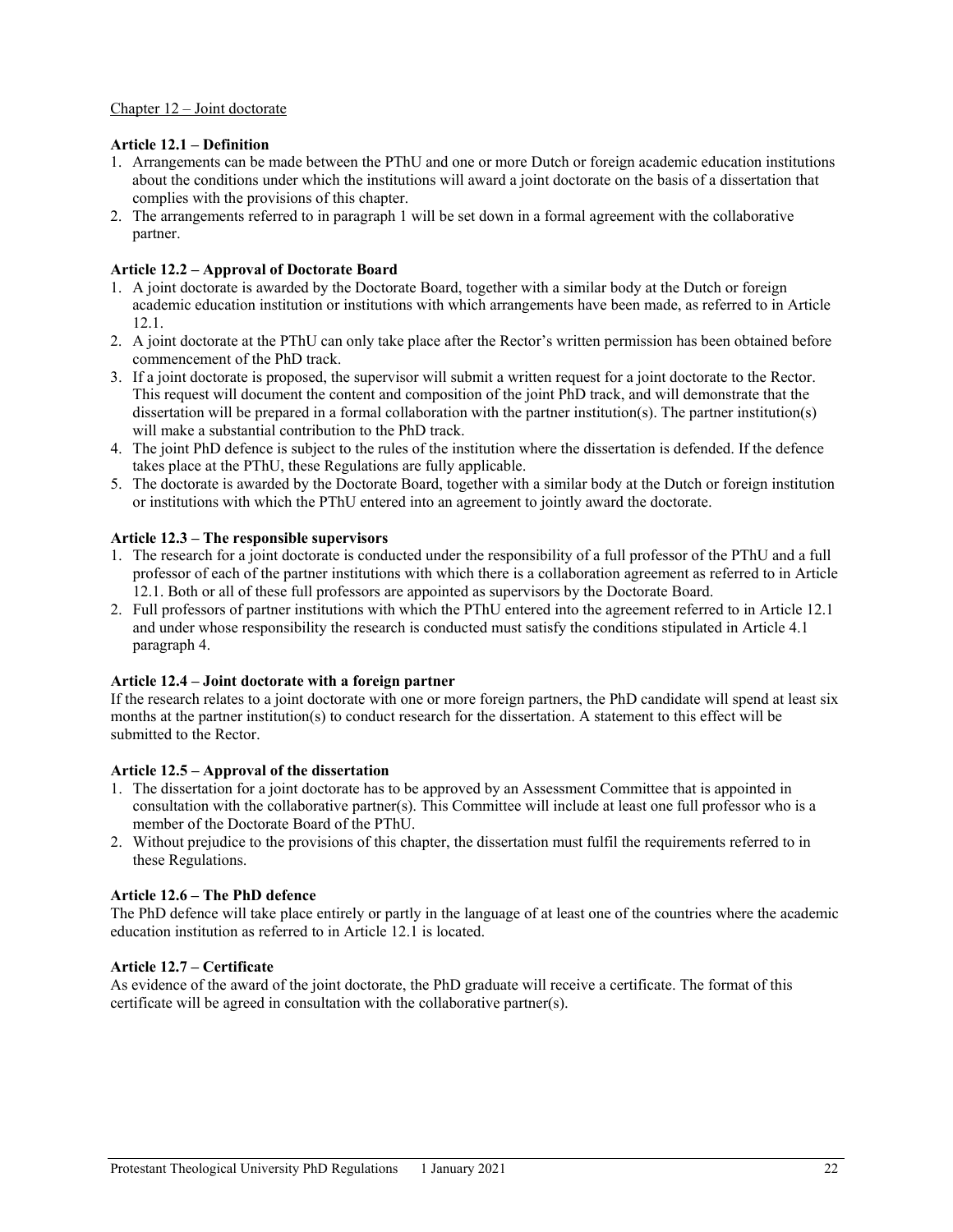Chapter 12 – Joint doctorate

**Article 12.1 – Definition**

1. Arrangements can be made between the PThU and one or more Dutch or foreign academic education institutions about the conditions under which the institutions will award a joint doctorate on the basis of a dissertation that complies with the provisions of this chapter.
2. The arrangements referred to in paragraph 1 will be set down in a formal agreement with the collaborative partner.

**Article 12.2 – Approval of Doctorate Board**

1. A joint doctorate is awarded by the Doctorate Board, together with a similar body at the Dutch or foreign academic education institution or institutions with which arrangements have been made, as referred to in Article 12.1.
2. A joint doctorate at the PThU can only take place after the Rector's written permission has been obtained before commencement of the PhD track.
3. If a joint doctorate is proposed, the supervisor will submit a written request for a joint doctorate to the Rector. This request will document the content and composition of the joint PhD track, and will demonstrate that the dissertation will be prepared in a formal collaboration with the partner institution(s). The partner institution(s) will make a substantial contribution to the PhD track.
4. The joint PhD defence is subject to the rules of the institution where the dissertation is defended. If the defence takes place at the PThU, these Regulations are fully applicable.
5. The doctorate is awarded by the Doctorate Board, together with a similar body at the Dutch or foreign institution or institutions with which the PThU entered into an agreement to jointly award the doctorate.

**Article 12.3 – The responsible supervisors**

1. The research for a joint doctorate is conducted under the responsibility of a full professor of the PThU and a full professor of each of the partner institutions with which there is a collaboration agreement as referred to in Article 12.1. Both or all of these full professors are appointed as supervisors by the Doctorate Board.
2. Full professors of partner institutions with which the PThU entered into the agreement referred to in Article 12.1 and under whose responsibility the research is conducted must satisfy the conditions stipulated in Article 4.1 paragraph 4.

**Article 12.4 – Joint doctorate with a foreign partner**

If the research relates to a joint doctorate with one or more foreign partners, the PhD candidate will spend at least six months at the partner institution(s) to conduct research for the dissertation. A statement to this effect will be submitted to the Rector.

**Article 12.5 – Approval of the dissertation**

1. The dissertation for a joint doctorate has to be approved by an Assessment Committee that is appointed in consultation with the collaborative partner(s). This Committee will include at least one full professor who is a member of the Doctorate Board of the PThU.
2. Without prejudice to the provisions of this chapter, the dissertation must fulfil the requirements referred to in these Regulations.

**Article 12.6 – The PhD defence**

The PhD defence will take place entirely or partly in the language of at least one of the countries where the academic education institution as referred to in Article 12.1 is located.

**Article 12.7 – Certificate**

As evidence of the award of the joint doctorate, the PhD graduate will receive a certificate. The format of this certificate will be agreed in consultation with the collaborative partner(s).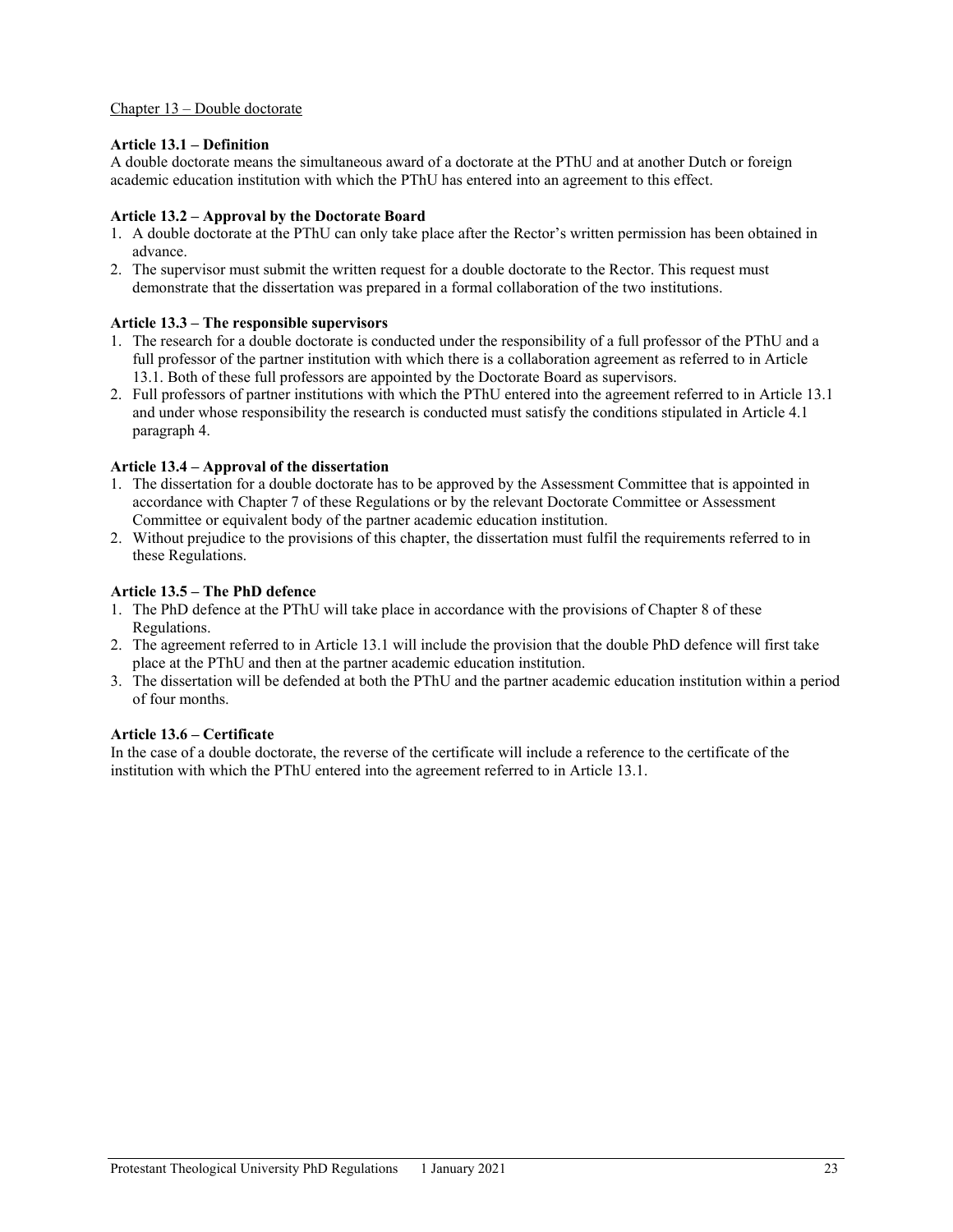Chapter 13 – Double doctorate

**Article 13.1 – Definition**

A double doctorate means the simultaneous award of a doctorate at the PThU and at another Dutch or foreign academic education institution with which the PThU has entered into an agreement to this effect.

**Article 13.2 – Approval by the Doctorate Board**

1. A double doctorate at the PThU can only take place after the Rector's written permission has been obtained in advance.
2. The supervisor must submit the written request for a double doctorate to the Rector. This request must demonstrate that the dissertation was prepared in a formal collaboration of the two institutions.

**Article 13.3 – The responsible supervisors**

1. The research for a double doctorate is conducted under the responsibility of a full professor of the PThU and a full professor of the partner institution with which there is a collaboration agreement as referred to in Article 13.1. Both of these full professors are appointed by the Doctorate Board as supervisors.
2. Full professors of partner institutions with which the PThU entered into the agreement referred to in Article 13.1 and under whose responsibility the research is conducted must satisfy the conditions stipulated in Article 4.1 paragraph 4.

**Article 13.4 – Approval of the dissertation**

1. The dissertation for a double doctorate has to be approved by the Assessment Committee that is appointed in accordance with Chapter 7 of these Regulations or by the relevant Doctorate Committee or Assessment Committee or equivalent body of the partner academic education institution.
2. Without prejudice to the provisions of this chapter, the dissertation must fulfil the requirements referred to in these Regulations.

**Article 13.5 – The PhD defence**

1. The PhD defence at the PThU will take place in accordance with the provisions of Chapter 8 of these Regulations.
2. The agreement referred to in Article 13.1 will include the provision that the double PhD defence will first take place at the PThU and then at the partner academic education institution.
3. The dissertation will be defended at both the PThU and the partner academic education institution within a period of four months.

**Article 13.6 – Certificate**

In the case of a double doctorate, the reverse of the certificate will include a reference to the certificate of the institution with which the PThU entered into the agreement referred to in Article 13.1.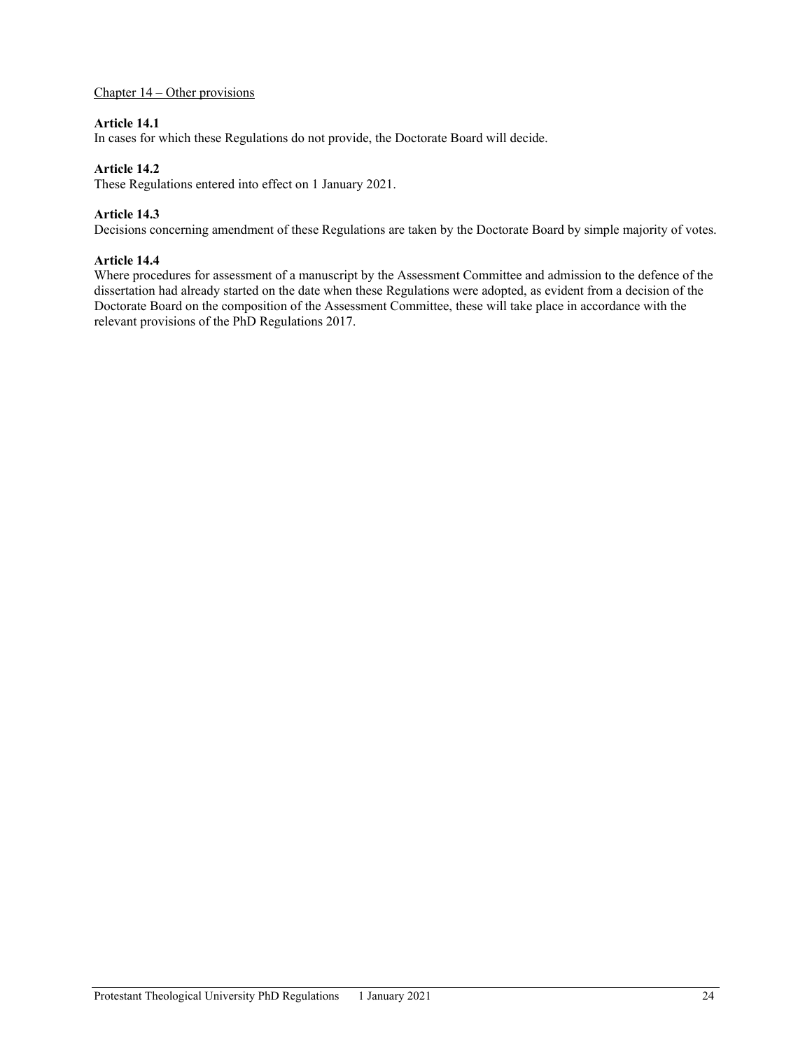## Chapter 14 – Other provisions

**Article 14.1**
In cases for which these Regulations do not provide, the Doctorate Board will decide.

**Article 14.2**
These Regulations entered into effect on 1 January 2021.

**Article 14.3**
Decisions concerning amendment of these Regulations are taken by the Doctorate Board by simple majority of votes.

**Article 14.4**
Where procedures for assessment of a manuscript by the Assessment Committee and admission to the defence of the dissertation had already started on the date when these Regulations were adopted, as evident from a decision of the Doctorate Board on the composition of the Assessment Committee, these will take place in accordance with the relevant provisions of the PhD Regulations 2017.